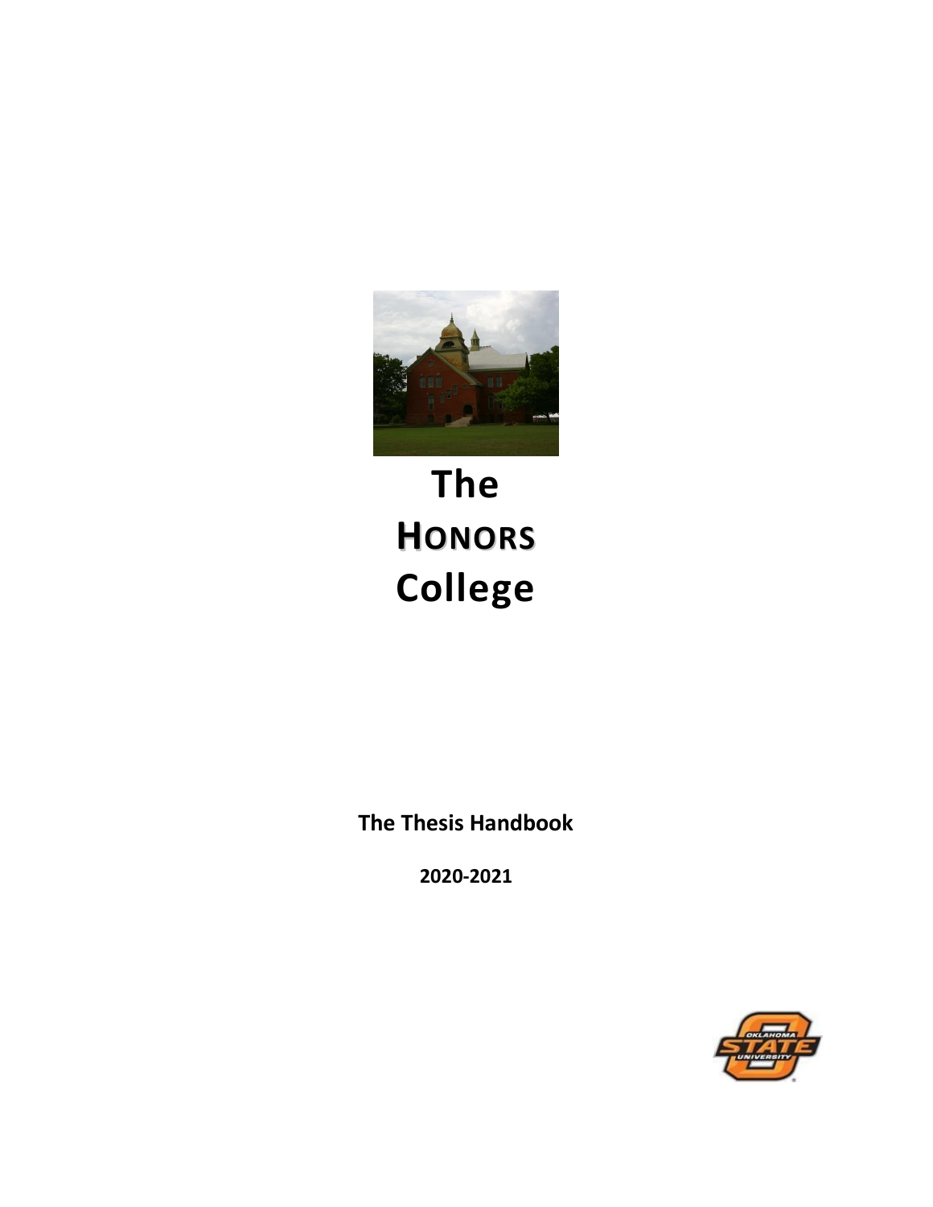# The HONORS College

**The Thesis Handbook**

**2020-2021**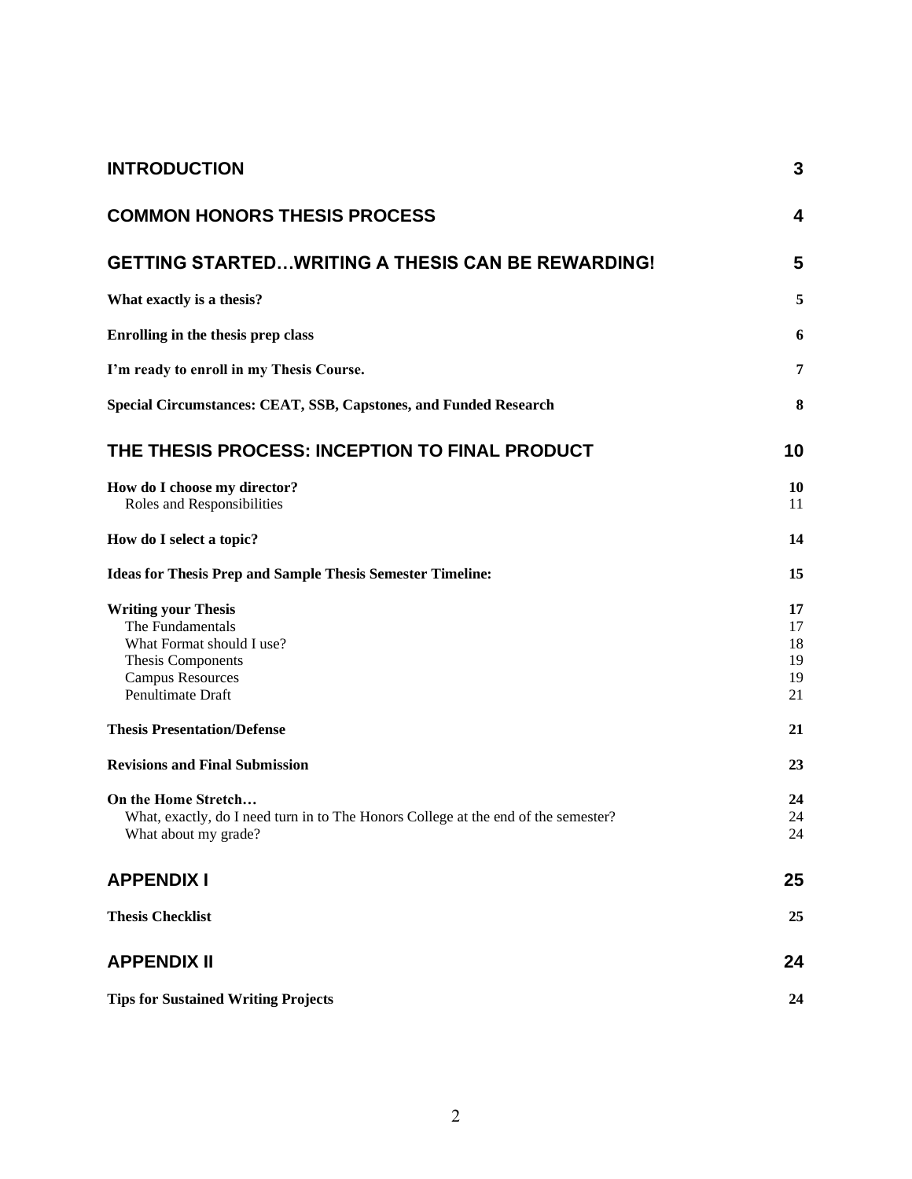| | |
|---|---|
| **INTRODUCTION** | **3** |
| **COMMON HONORS THESIS PROCESS** | **4** |
| **GETTING STARTED…WRITING A THESIS CAN BE REWARDING!** | **5** |
| **What exactly is a thesis?** | **5** |
| **Enrolling in the thesis prep class** | **6** |
| **I'm ready to enroll in my Thesis Course.** | **7** |
| **Special Circumstances: CEAT, SSB, Capstones, and Funded Research** | **8** |
| **THE THESIS PROCESS: INCEPTION TO FINAL PRODUCT** | **10** |
| **How do I choose my director?** | **10** |
| Roles and Responsibilities | 11 |
| **How do I select a topic?** | **14** |
| **Ideas for Thesis Prep and Sample Thesis Semester Timeline:** | **15** |
| **Writing your Thesis** | **17** |
| The Fundamentals | 17 |
| What Format should I use? | 18 |
| Thesis Components | 19 |
| Campus Resources | 19 |
| Penultimate Draft | 21 |
| **Thesis Presentation/Defense** | **21** |
| **Revisions and Final Submission** | **23** |
| **On the Home Stretch…** | **24** |
| What, exactly, do I need turn in to The Honors College at the end of the semester? | 24 |
| What about my grade? | 24 |
| **APPENDIX I** | **25** |
| **Thesis Checklist** | **25** |
| **APPENDIX II** | **24** |
| **Tips for Sustained Writing Projects** | **24** |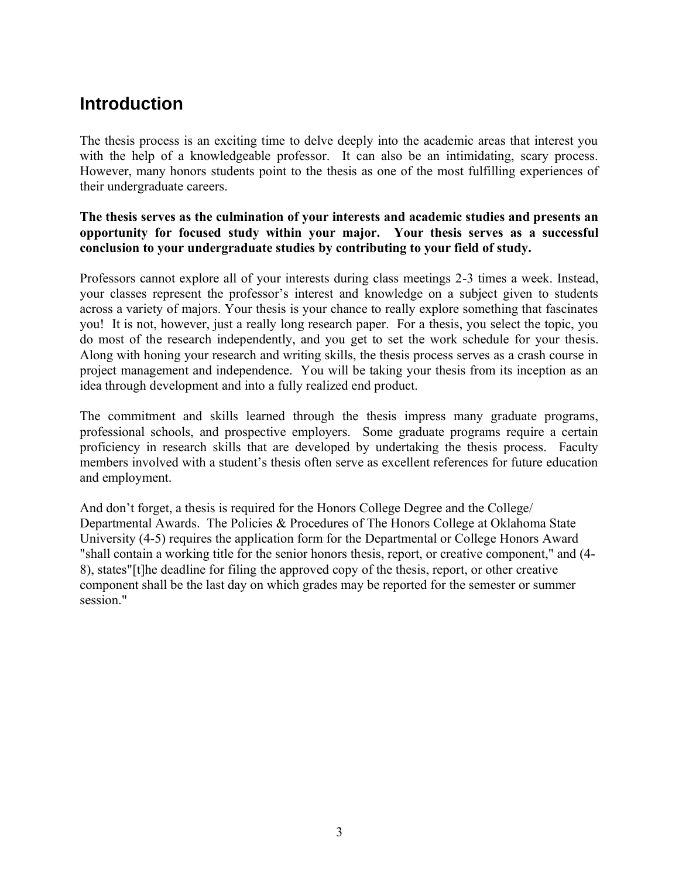## Introduction

The thesis process is an exciting time to delve deeply into the academic areas that interest you with the help of a knowledgeable professor. It can also be an intimidating, scary process. However, many honors students point to the thesis as one of the most fulfilling experiences of their undergraduate careers.

**The thesis serves as the culmination of your interests and academic studies and presents an opportunity for focused study within your major. Your thesis serves as a successful conclusion to your undergraduate studies by contributing to your field of study.**

Professors cannot explore all of your interests during class meetings 2-3 times a week. Instead, your classes represent the professor's interest and knowledge on a subject given to students across a variety of majors. Your thesis is your chance to really explore something that fascinates you! It is not, however, just a really long research paper. For a thesis, you select the topic, you do most of the research independently, and you get to set the work schedule for your thesis. Along with honing your research and writing skills, the thesis process serves as a crash course in project management and independence. You will be taking your thesis from its inception as an idea through development and into a fully realized end product.

The commitment and skills learned through the thesis impress many graduate programs, professional schools, and prospective employers. Some graduate programs require a certain proficiency in research skills that are developed by undertaking the thesis process. Faculty members involved with a student's thesis often serve as excellent references for future education and employment.

And don't forget, a thesis is required for the Honors College Degree and the College/ Departmental Awards. The Policies & Procedures of The Honors College at Oklahoma State University (4-5) requires the application form for the Departmental or College Honors Award "shall contain a working title for the senior honors thesis, report, or creative component," and (4-8), states"[t]he deadline for filing the approved copy of the thesis, report, or other creative component shall be the last day on which grades may be reported for the semester or summer session."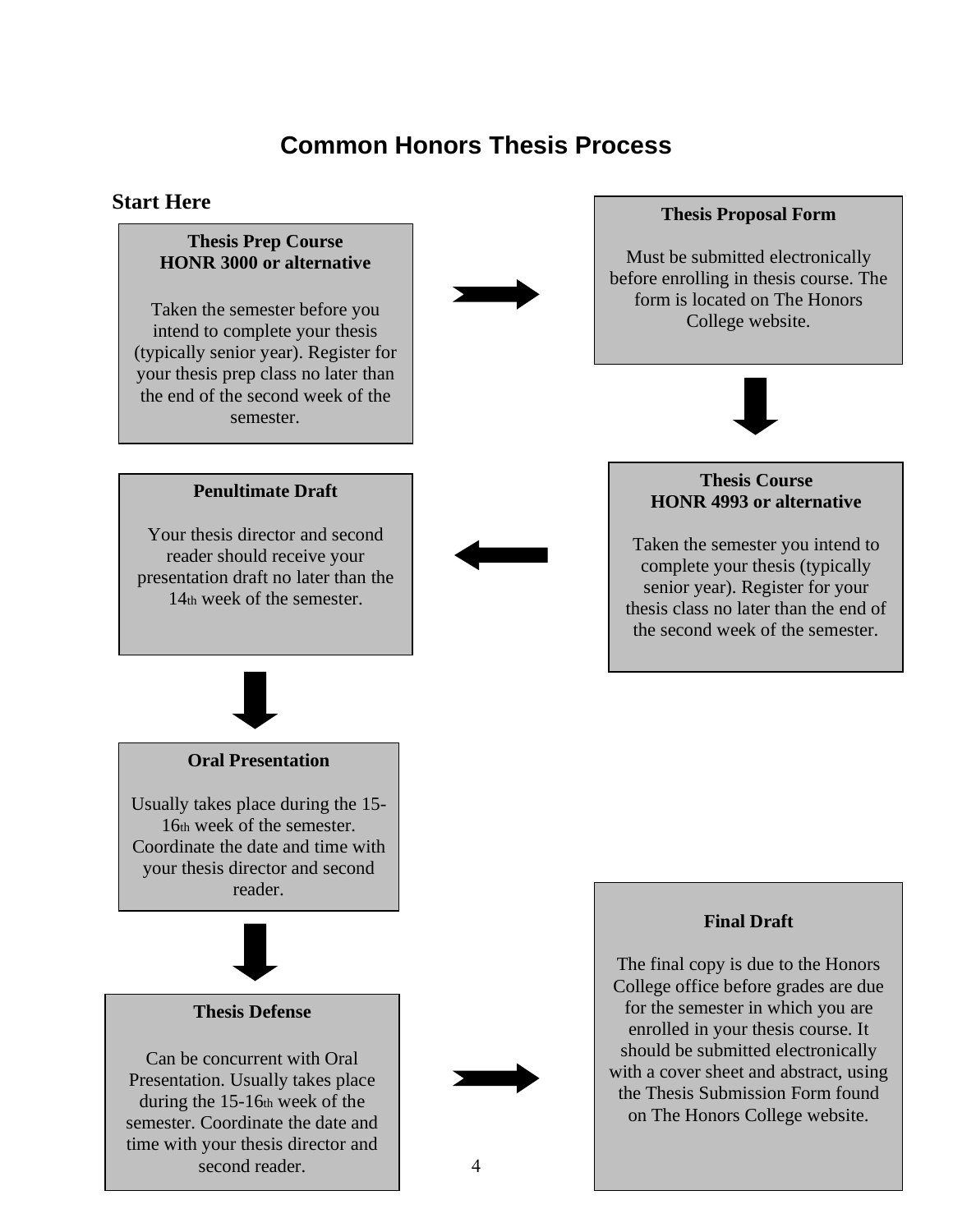# Common Honors Thesis Process

**Start Here**

### Thesis Prep Course
### HONR 3000 or alternative

Taken the semester before you intend to complete your thesis (typically senior year). Register for your thesis prep class no later than the end of the second week of the semester.

### Thesis Proposal Form

Must be submitted electronically before enrolling in thesis course. The form is located on The Honors College website.

### Thesis Course
### HONR 4993 or alternative

Taken the semester you intend to complete your thesis (typically senior year). Register for your thesis class no later than the end of the second week of the semester.

### Penultimate Draft

Your thesis director and second reader should receive your presentation draft no later than the 14th week of the semester.

### Oral Presentation

Usually takes place during the 15-16th week of the semester. Coordinate the date and time with your thesis director and second reader.

### Thesis Defense

Can be concurrent with Oral Presentation. Usually takes place during the 15-16th week of the semester. Coordinate the date and time with your thesis director and second reader.

### Final Draft

The final copy is due to the Honors College office before grades are due for the semester in which you are enrolled in your thesis course. It should be submitted electronically with a cover sheet and abstract, using the Thesis Submission Form found on The Honors College website.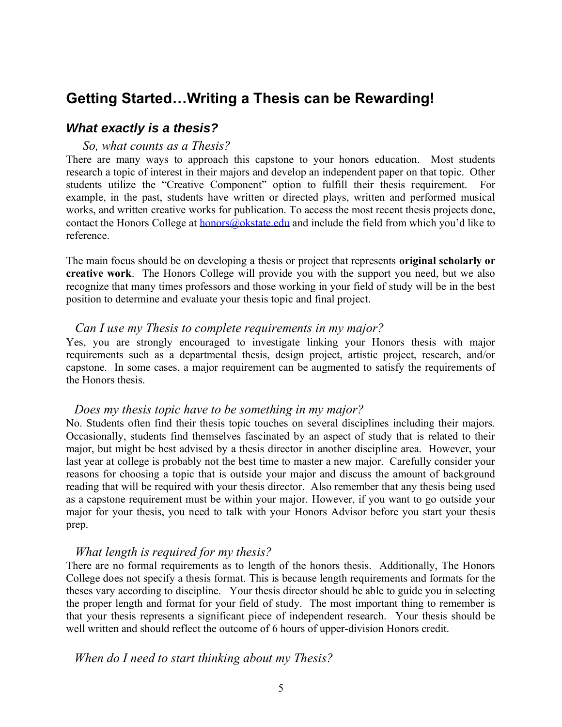## Getting Started…Writing a Thesis can be Rewarding!

### *What exactly is a thesis?*

#### *So, what counts as a Thesis?*

There are many ways to approach this capstone to your honors education. Most students research a topic of interest in their majors and develop an independent paper on that topic. Other students utilize the "Creative Component" option to fulfill their thesis requirement. For example, in the past, students have written or directed plays, written and performed musical works, and written creative works for publication. To access the most recent thesis projects done, contact the Honors College at honors@okstate.edu and include the field from which you'd like to reference.

The main focus should be on developing a thesis or project that represents **original scholarly or creative work**. The Honors College will provide you with the support you need, but we also recognize that many times professors and those working in your field of study will be in the best position to determine and evaluate your thesis topic and final project.

#### *Can I use my Thesis to complete requirements in my major?*

Yes, you are strongly encouraged to investigate linking your Honors thesis with major requirements such as a departmental thesis, design project, artistic project, research, and/or capstone. In some cases, a major requirement can be augmented to satisfy the requirements of the Honors thesis.

#### *Does my thesis topic have to be something in my major?*

No. Students often find their thesis topic touches on several disciplines including their majors. Occasionally, students find themselves fascinated by an aspect of study that is related to their major, but might be best advised by a thesis director in another discipline area. However, your last year at college is probably not the best time to master a new major. Carefully consider your reasons for choosing a topic that is outside your major and discuss the amount of background reading that will be required with your thesis director. Also remember that any thesis being used as a capstone requirement must be within your major. However, if you want to go outside your major for your thesis, you need to talk with your Honors Advisor before you start your thesis prep.

#### *What length is required for my thesis?*

There are no formal requirements as to length of the honors thesis. Additionally, The Honors College does not specify a thesis format. This is because length requirements and formats for the theses vary according to discipline. Your thesis director should be able to guide you in selecting the proper length and format for your field of study. The most important thing to remember is that your thesis represents a significant piece of independent research. Your thesis should be well written and should reflect the outcome of 6 hours of upper-division Honors credit.

#### *When do I need to start thinking about my Thesis?*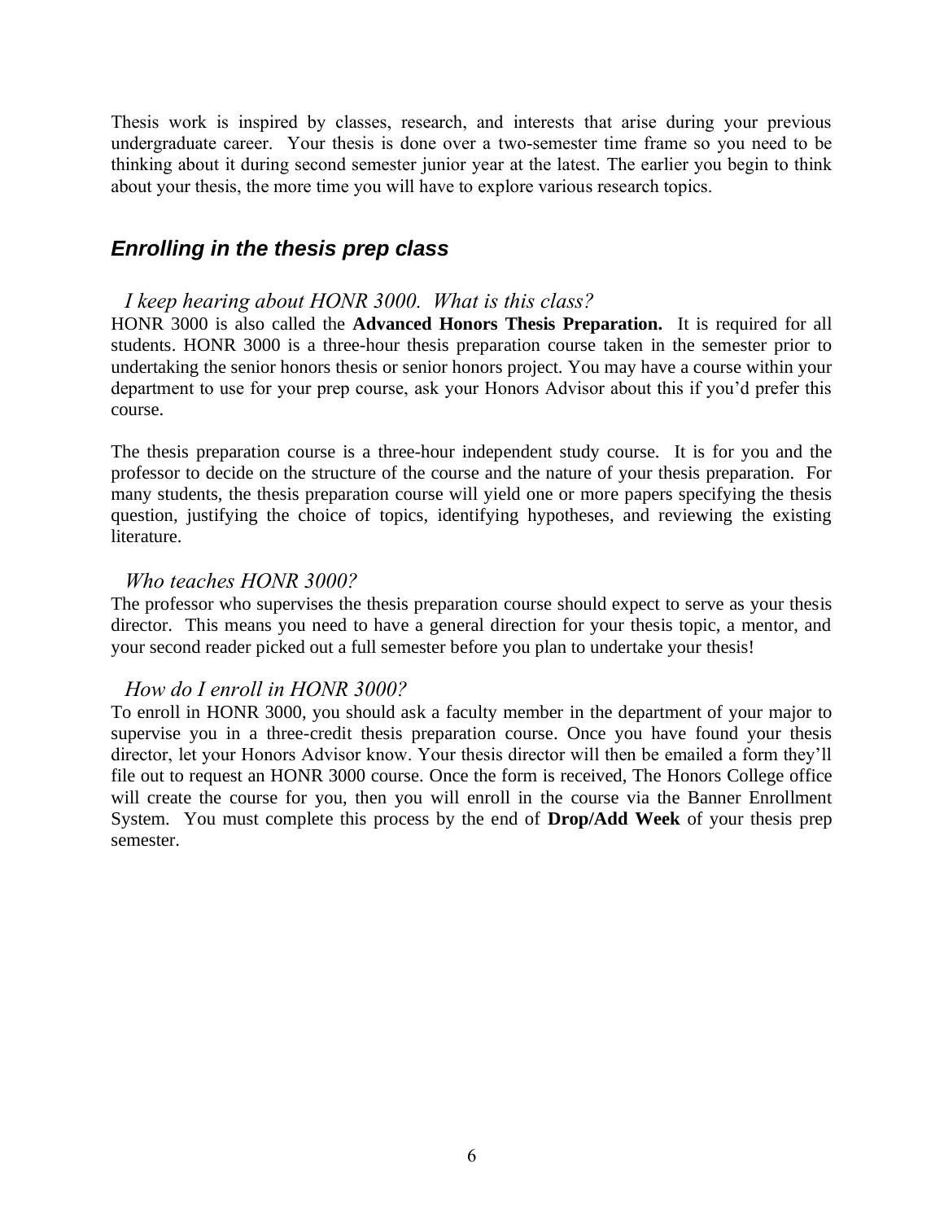Thesis work is inspired by classes, research, and interests that arise during your previous undergraduate career. Your thesis is done over a two-semester time frame so you need to be thinking about it during second semester junior year at the latest. The earlier you begin to think about your thesis, the more time you will have to explore various research topics.

## *Enrolling in the thesis prep class*

### *I keep hearing about HONR 3000. What is this class?*

HONR 3000 is also called the **Advanced Honors Thesis Preparation.** It is required for all students. HONR 3000 is a three-hour thesis preparation course taken in the semester prior to undertaking the senior honors thesis or senior honors project. You may have a course within your department to use for your prep course, ask your Honors Advisor about this if you'd prefer this course.

The thesis preparation course is a three-hour independent study course. It is for you and the professor to decide on the structure of the course and the nature of your thesis preparation. For many students, the thesis preparation course will yield one or more papers specifying the thesis question, justifying the choice of topics, identifying hypotheses, and reviewing the existing literature.

### *Who teaches HONR 3000?*

The professor who supervises the thesis preparation course should expect to serve as your thesis director. This means you need to have a general direction for your thesis topic, a mentor, and your second reader picked out a full semester before you plan to undertake your thesis!

### *How do I enroll in HONR 3000?*

To enroll in HONR 3000, you should ask a faculty member in the department of your major to supervise you in a three-credit thesis preparation course. Once you have found your thesis director, let your Honors Advisor know. Your thesis director will then be emailed a form they'll file out to request an HONR 3000 course. Once the form is received, The Honors College office will create the course for you, then you will enroll in the course via the Banner Enrollment System. You must complete this process by the end of **Drop/Add Week** of your thesis prep semester.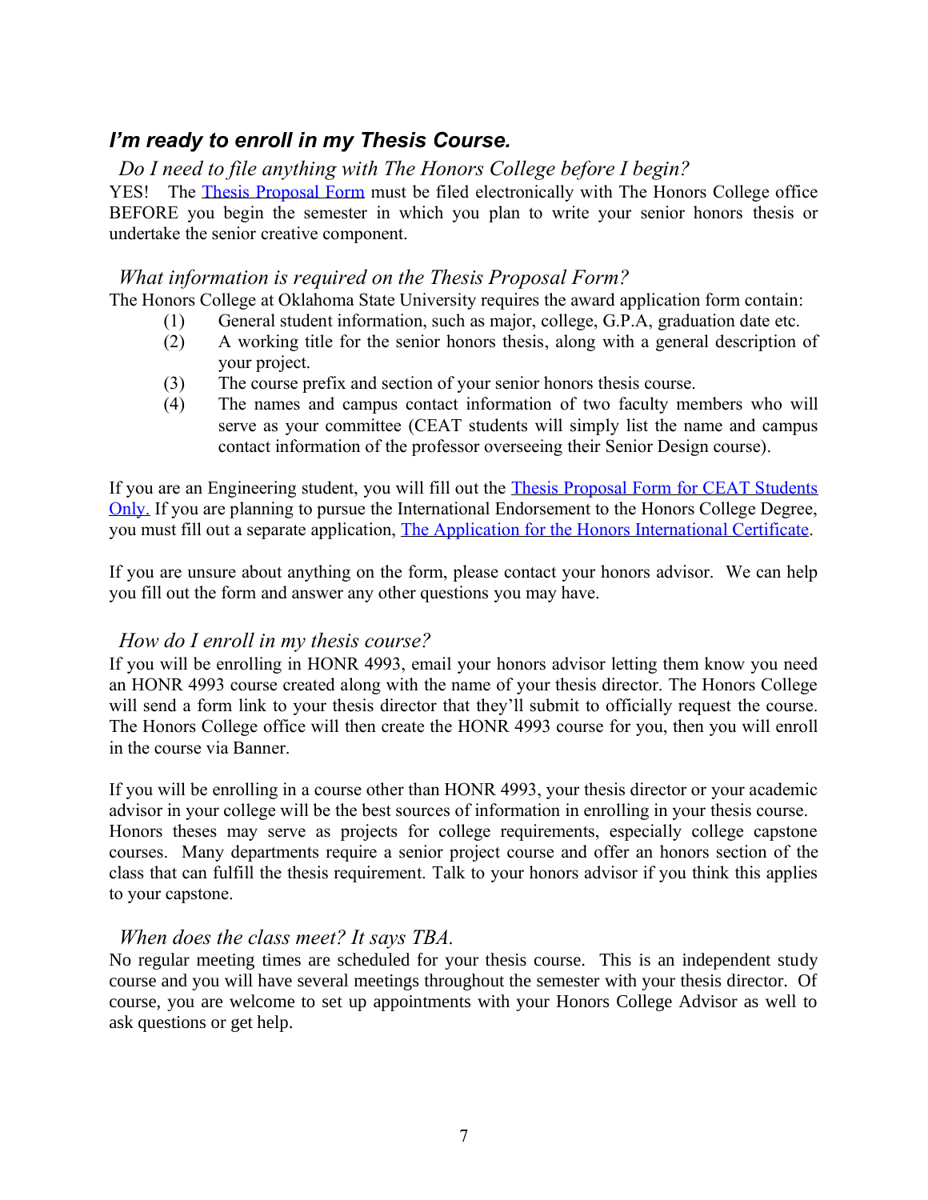## *I'm ready to enroll in my Thesis Course.*

### *Do I need to file anything with The Honors College before I begin?*

YES! The Thesis Proposal Form must be filed electronically with The Honors College office BEFORE you begin the semester in which you plan to write your senior honors thesis or undertake the senior creative component.

### *What information is required on the Thesis Proposal Form?*

The Honors College at Oklahoma State University requires the award application form contain:

(1) General student information, such as major, college, G.P.A, graduation date etc.
(2) A working title for the senior honors thesis, along with a general description of your project.
(3) The course prefix and section of your senior honors thesis course.
(4) The names and campus contact information of two faculty members who will serve as your committee (CEAT students will simply list the name and campus contact information of the professor overseeing their Senior Design course).

If you are an Engineering student, you will fill out the Thesis Proposal Form for CEAT Students Only. If you are planning to pursue the International Endorsement to the Honors College Degree, you must fill out a separate application, The Application for the Honors International Certificate.

If you are unsure about anything on the form, please contact your honors advisor. We can help you fill out the form and answer any other questions you may have.

### *How do I enroll in my thesis course?*

If you will be enrolling in HONR 4993, email your honors advisor letting them know you need an HONR 4993 course created along with the name of your thesis director. The Honors College will send a form link to your thesis director that they'll submit to officially request the course. The Honors College office will then create the HONR 4993 course for you, then you will enroll in the course via Banner.

If you will be enrolling in a course other than HONR 4993, your thesis director or your academic advisor in your college will be the best sources of information in enrolling in your thesis course. Honors theses may serve as projects for college requirements, especially college capstone courses. Many departments require a senior project course and offer an honors section of the class that can fulfill the thesis requirement. Talk to your honors advisor if you think this applies to your capstone.

### *When does the class meet? It says TBA.*

No regular meeting times are scheduled for your thesis course. This is an independent study course and you will have several meetings throughout the semester with your thesis director. Of course, you are welcome to set up appointments with your Honors College Advisor as well to ask questions or get help.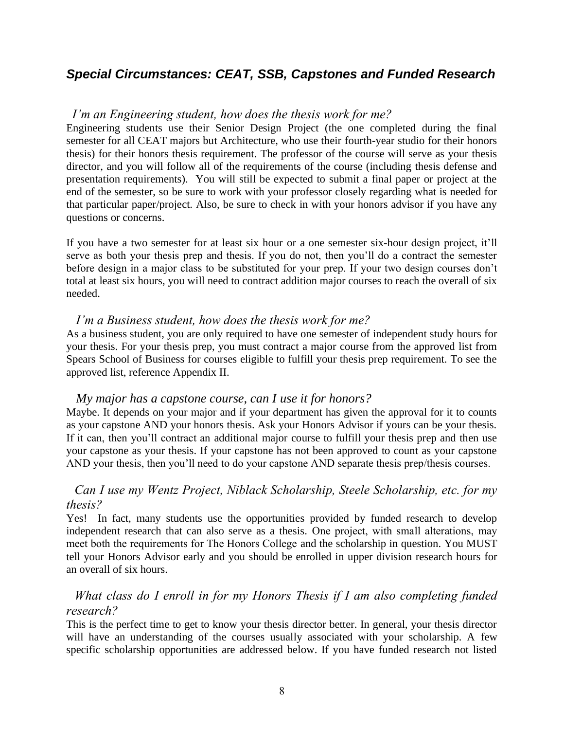## *Special Circumstances: CEAT, SSB, Capstones and Funded Research*

### *I'm an Engineering student, how does the thesis work for me?*

Engineering students use their Senior Design Project (the one completed during the final semester for all CEAT majors but Architecture, who use their fourth-year studio for their honors thesis) for their honors thesis requirement. The professor of the course will serve as your thesis director, and you will follow all of the requirements of the course (including thesis defense and presentation requirements). You will still be expected to submit a final paper or project at the end of the semester, so be sure to work with your professor closely regarding what is needed for that particular paper/project. Also, be sure to check in with your honors advisor if you have any questions or concerns.

If you have a two semester for at least six hour or a one semester six-hour design project, it'll serve as both your thesis prep and thesis. If you do not, then you'll do a contract the semester before design in a major class to be substituted for your prep. If your two design courses don't total at least six hours, you will need to contract addition major courses to reach the overall of six needed.

### *I'm a Business student, how does the thesis work for me?*

As a business student, you are only required to have one semester of independent study hours for your thesis. For your thesis prep, you must contract a major course from the approved list from Spears School of Business for courses eligible to fulfill your thesis prep requirement. To see the approved list, reference Appendix II.

### *My major has a capstone course, can I use it for honors?*

Maybe. It depends on your major and if your department has given the approval for it to counts as your capstone AND your honors thesis. Ask your Honors Advisor if yours can be your thesis. If it can, then you'll contract an additional major course to fulfill your thesis prep and then use your capstone as your thesis. If your capstone has not been approved to count as your capstone AND your thesis, then you'll need to do your capstone AND separate thesis prep/thesis courses.

### *Can I use my Wentz Project, Niblack Scholarship, Steele Scholarship, etc. for my thesis?*

Yes! In fact, many students use the opportunities provided by funded research to develop independent research that can also serve as a thesis. One project, with small alterations, may meet both the requirements for The Honors College and the scholarship in question. You MUST tell your Honors Advisor early and you should be enrolled in upper division research hours for an overall of six hours.

### *What class do I enroll in for my Honors Thesis if I am also completing funded research?*

This is the perfect time to get to know your thesis director better. In general, your thesis director will have an understanding of the courses usually associated with your scholarship. A few specific scholarship opportunities are addressed below. If you have funded research not listed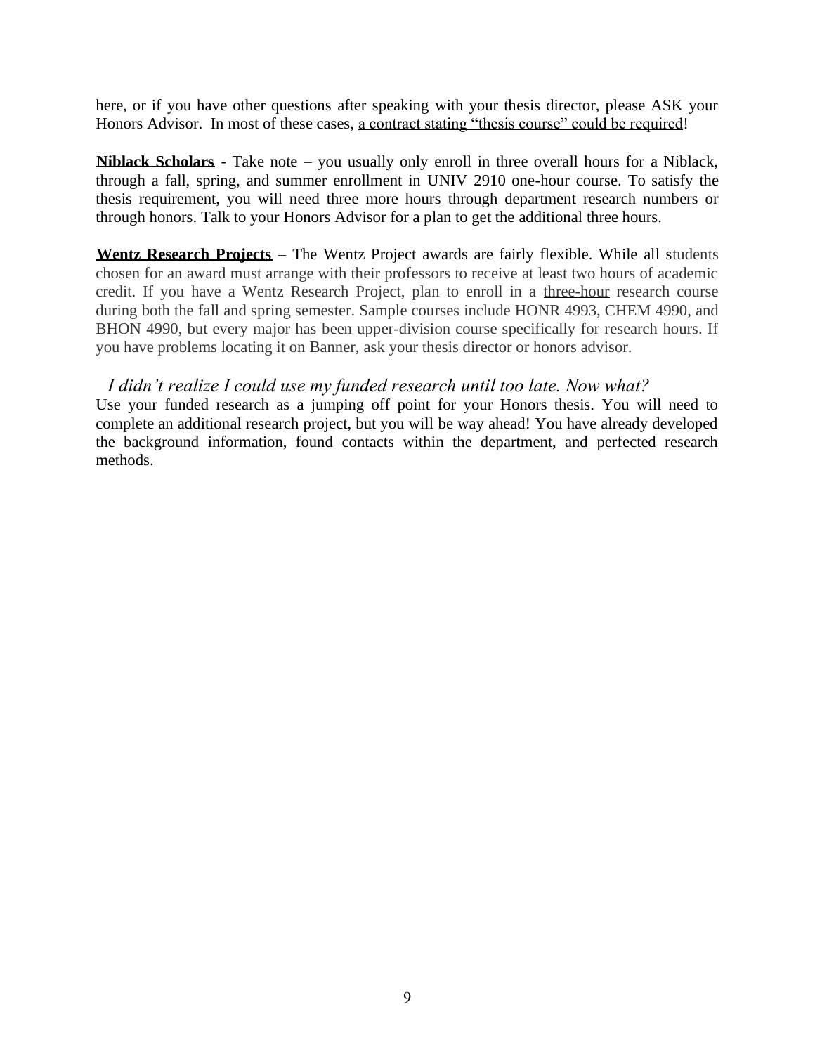here, or if you have other questions after speaking with your thesis director, please ASK your Honors Advisor. In most of these cases, <u>a contract stating "thesis course" could be required</u>!

**<u>Niblack Scholars</u>** - Take note – you usually only enroll in three overall hours for a Niblack, through a fall, spring, and summer enrollment in UNIV 2910 one-hour course. To satisfy the thesis requirement, you will need three more hours through department research numbers or through honors. Talk to your Honors Advisor for a plan to get the additional three hours.

**<u>Wentz Research Projects</u>** – The Wentz Project awards are fairly flexible. While all students chosen for an award must arrange with their professors to receive at least two hours of academic credit. If you have a Wentz Research Project, plan to enroll in a <u>three-hour</u> research course during both the fall and spring semester. Sample courses include HONR 4993, CHEM 4990, and BHON 4990, but every major has been upper-division course specifically for research hours. If you have problems locating it on Banner, ask your thesis director or honors advisor.

### *I didn't realize I could use my funded research until too late. Now what?*

Use your funded research as a jumping off point for your Honors thesis. You will need to complete an additional research project, but you will be way ahead! You have already developed the background information, found contacts within the department, and perfected research methods.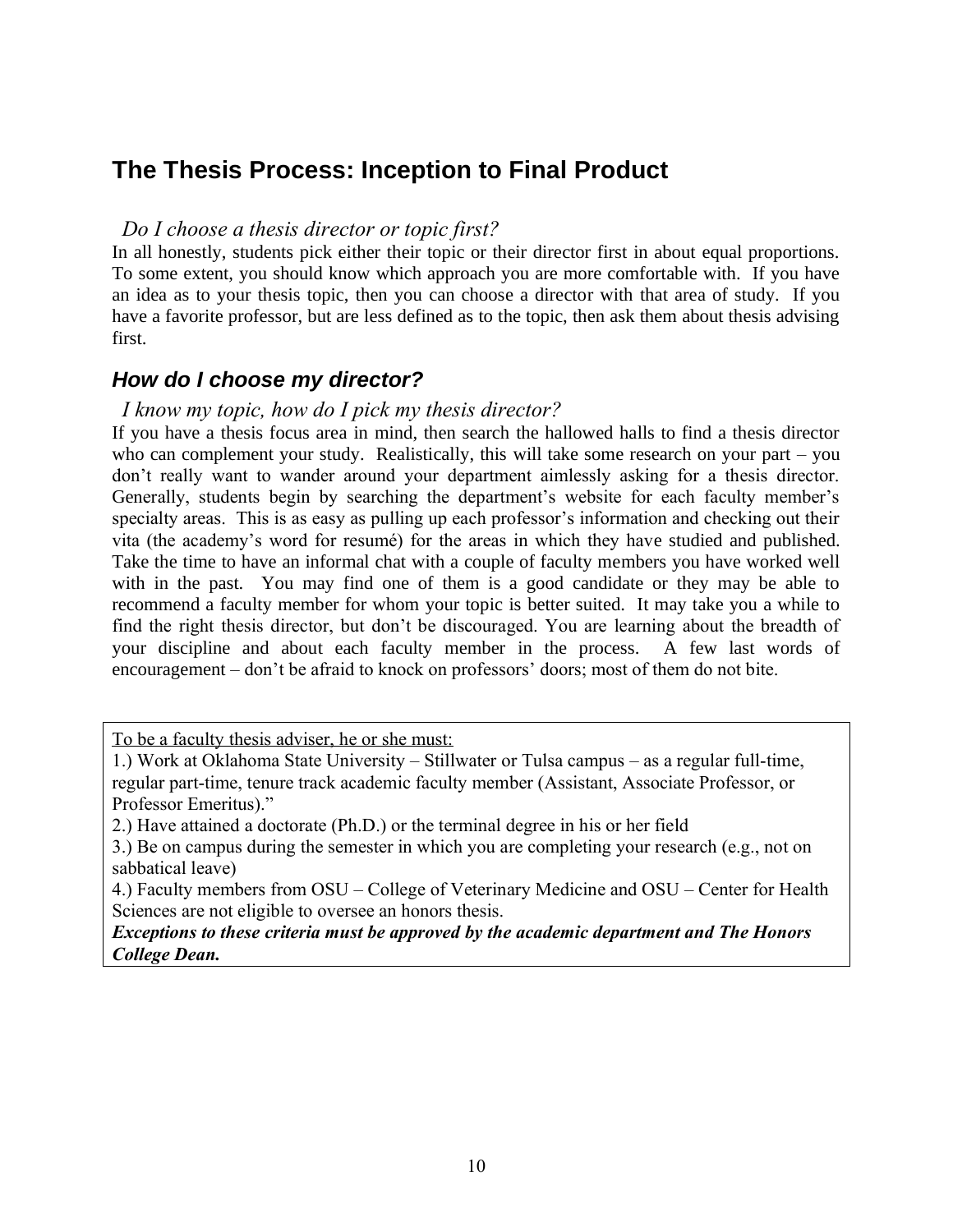## The Thesis Process: Inception to Final Product

*Do I choose a thesis director or topic first?*

In all honestly, students pick either their topic or their director first in about equal proportions. To some extent, you should know which approach you are more comfortable with. If you have an idea as to your thesis topic, then you can choose a director with that area of study. If you have a favorite professor, but are less defined as to the topic, then ask them about thesis advising first.

### *How do I choose my director?*

*I know my topic, how do I pick my thesis director?*

If you have a thesis focus area in mind, then search the hallowed halls to find a thesis director who can complement your study. Realistically, this will take some research on your part – you don't really want to wander around your department aimlessly asking for a thesis director. Generally, students begin by searching the department's website for each faculty member's specialty areas. This is as easy as pulling up each professor's information and checking out their vita (the academy's word for resumé) for the areas in which they have studied and published. Take the time to have an informal chat with a couple of faculty members you have worked well with in the past. You may find one of them is a good candidate or they may be able to recommend a faculty member for whom your topic is better suited. It may take you a while to find the right thesis director, but don't be discouraged. You are learning about the breadth of your discipline and about each faculty member in the process. A few last words of encouragement – don't be afraid to knock on professors' doors; most of them do not bite.

To be a faculty thesis adviser, he or she must:

1.) Work at Oklahoma State University – Stillwater or Tulsa campus – as a regular full-time, regular part-time, tenure track academic faculty member (Assistant, Associate Professor, or Professor Emeritus)."

2.) Have attained a doctorate (Ph.D.) or the terminal degree in his or her field

3.) Be on campus during the semester in which you are completing your research (e.g., not on sabbatical leave)

4.) Faculty members from OSU – College of Veterinary Medicine and OSU – Center for Health Sciences are not eligible to oversee an honors thesis.

***Exceptions to these criteria must be approved by the academic department and The Honors College Dean.***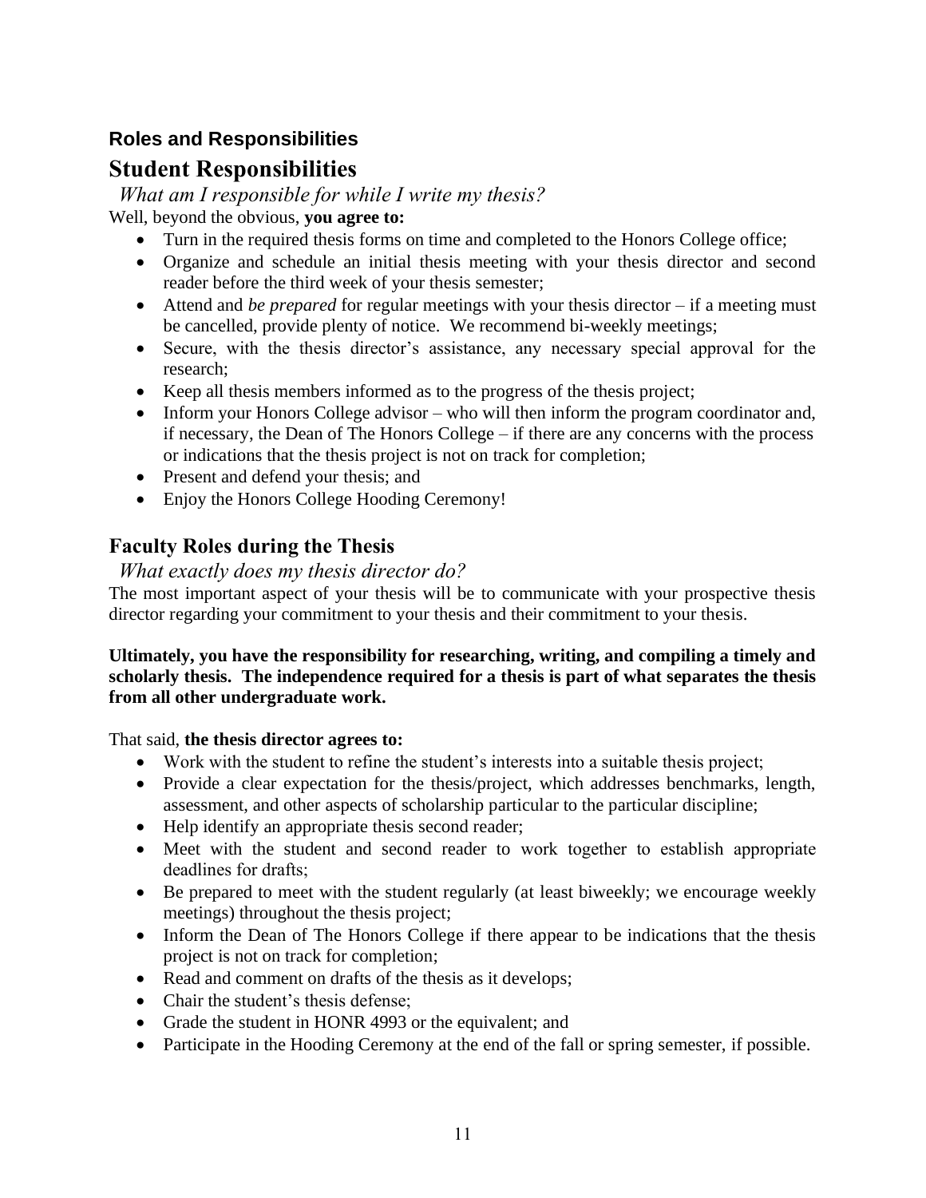### Roles and Responsibilities

## Student Responsibilities

*What am I responsible for while I write my thesis?*

Well, beyond the obvious, **you agree to:**

- Turn in the required thesis forms on time and completed to the Honors College office;
- Organize and schedule an initial thesis meeting with your thesis director and second reader before the third week of your thesis semester;
- Attend and *be prepared* for regular meetings with your thesis director – if a meeting must be cancelled, provide plenty of notice. We recommend bi-weekly meetings;
- Secure, with the thesis director's assistance, any necessary special approval for the research;
- Keep all thesis members informed as to the progress of the thesis project;
- Inform your Honors College advisor – who will then inform the program coordinator and, if necessary, the Dean of The Honors College – if there are any concerns with the process or indications that the thesis project is not on track for completion;
- Present and defend your thesis; and
- Enjoy the Honors College Hooding Ceremony!

## Faculty Roles during the Thesis

*What exactly does my thesis director do?*

The most important aspect of your thesis will be to communicate with your prospective thesis director regarding your commitment to your thesis and their commitment to your thesis.

**Ultimately, you have the responsibility for researching, writing, and compiling a timely and scholarly thesis. The independence required for a thesis is part of what separates the thesis from all other undergraduate work.**

That said, **the thesis director agrees to:**

- Work with the student to refine the student's interests into a suitable thesis project;
- Provide a clear expectation for the thesis/project, which addresses benchmarks, length, assessment, and other aspects of scholarship particular to the particular discipline;
- Help identify an appropriate thesis second reader;
- Meet with the student and second reader to work together to establish appropriate deadlines for drafts;
- Be prepared to meet with the student regularly (at least biweekly; we encourage weekly meetings) throughout the thesis project;
- Inform the Dean of The Honors College if there appear to be indications that the thesis project is not on track for completion;
- Read and comment on drafts of the thesis as it develops;
- Chair the student's thesis defense;
- Grade the student in HONR 4993 or the equivalent; and
- Participate in the Hooding Ceremony at the end of the fall or spring semester, if possible.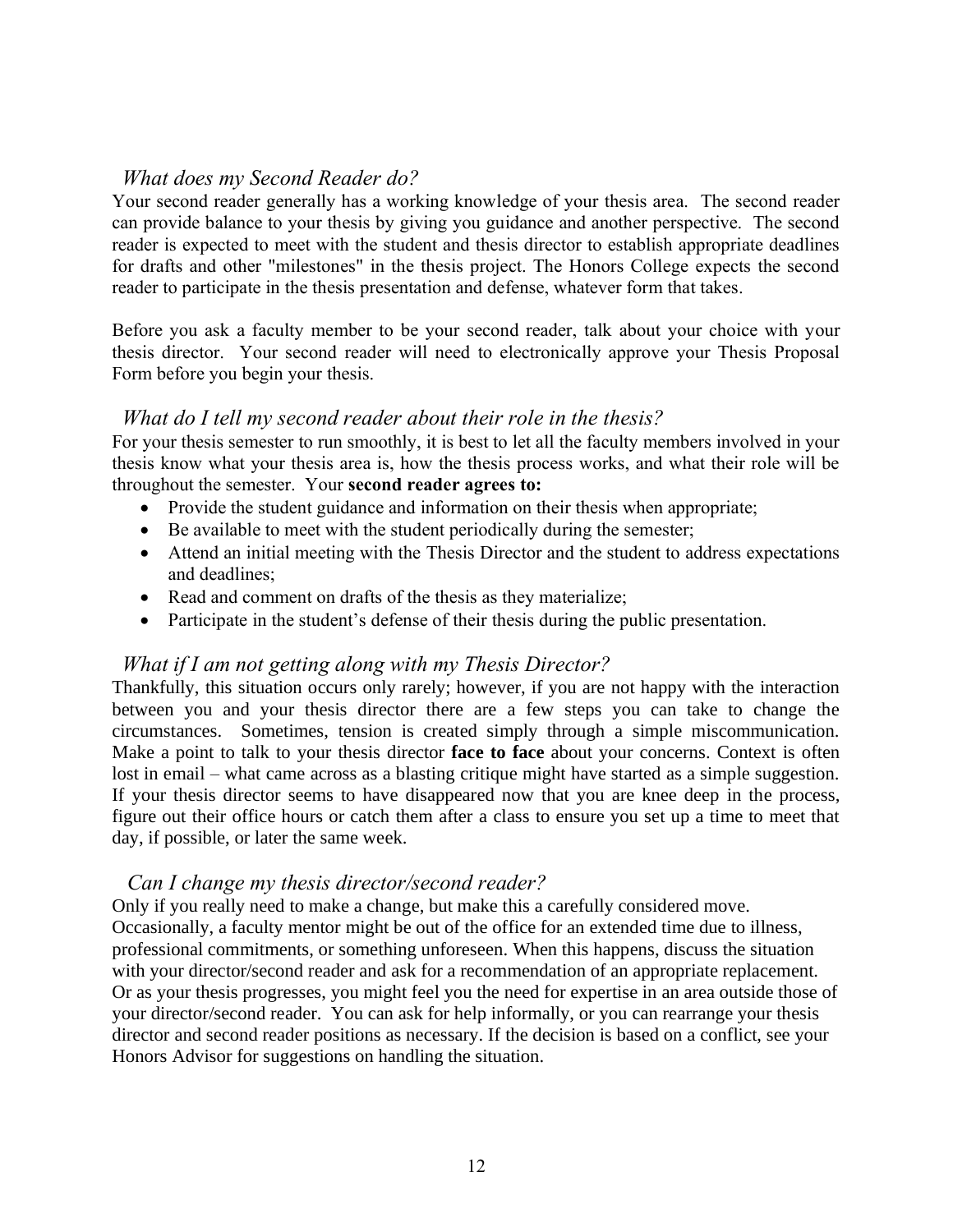### *What does my Second Reader do?*

Your second reader generally has a working knowledge of your thesis area. The second reader can provide balance to your thesis by giving you guidance and another perspective. The second reader is expected to meet with the student and thesis director to establish appropriate deadlines for drafts and other "milestones" in the thesis project. The Honors College expects the second reader to participate in the thesis presentation and defense, whatever form that takes.

Before you ask a faculty member to be your second reader, talk about your choice with your thesis director. Your second reader will need to electronically approve your Thesis Proposal Form before you begin your thesis.

### *What do I tell my second reader about their role in the thesis?*

For your thesis semester to run smoothly, it is best to let all the faculty members involved in your thesis know what your thesis area is, how the thesis process works, and what their role will be throughout the semester. Your **second reader agrees to:**

- Provide the student guidance and information on their thesis when appropriate;
- Be available to meet with the student periodically during the semester;
- Attend an initial meeting with the Thesis Director and the student to address expectations and deadlines;
- Read and comment on drafts of the thesis as they materialize;
- Participate in the student's defense of their thesis during the public presentation.

### *What if I am not getting along with my Thesis Director?*

Thankfully, this situation occurs only rarely; however, if you are not happy with the interaction between you and your thesis director there are a few steps you can take to change the circumstances. Sometimes, tension is created simply through a simple miscommunication. Make a point to talk to your thesis director **face to face** about your concerns. Context is often lost in email – what came across as a blasting critique might have started as a simple suggestion. If your thesis director seems to have disappeared now that you are knee deep in the process, figure out their office hours or catch them after a class to ensure you set up a time to meet that day, if possible, or later the same week.

### *Can I change my thesis director/second reader?*

Only if you really need to make a change, but make this a carefully considered move. Occasionally, a faculty mentor might be out of the office for an extended time due to illness, professional commitments, or something unforeseen. When this happens, discuss the situation with your director/second reader and ask for a recommendation of an appropriate replacement. Or as your thesis progresses, you might feel you the need for expertise in an area outside those of your director/second reader. You can ask for help informally, or you can rearrange your thesis director and second reader positions as necessary. If the decision is based on a conflict, see your Honors Advisor for suggestions on handling the situation.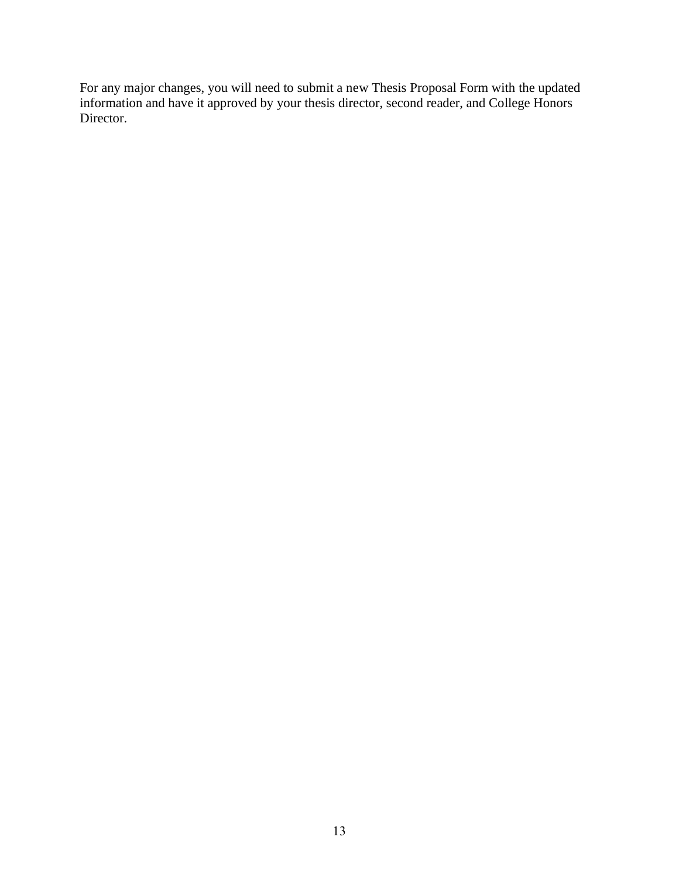For any major changes, you will need to submit a new Thesis Proposal Form with the updated information and have it approved by your thesis director, second reader, and College Honors Director.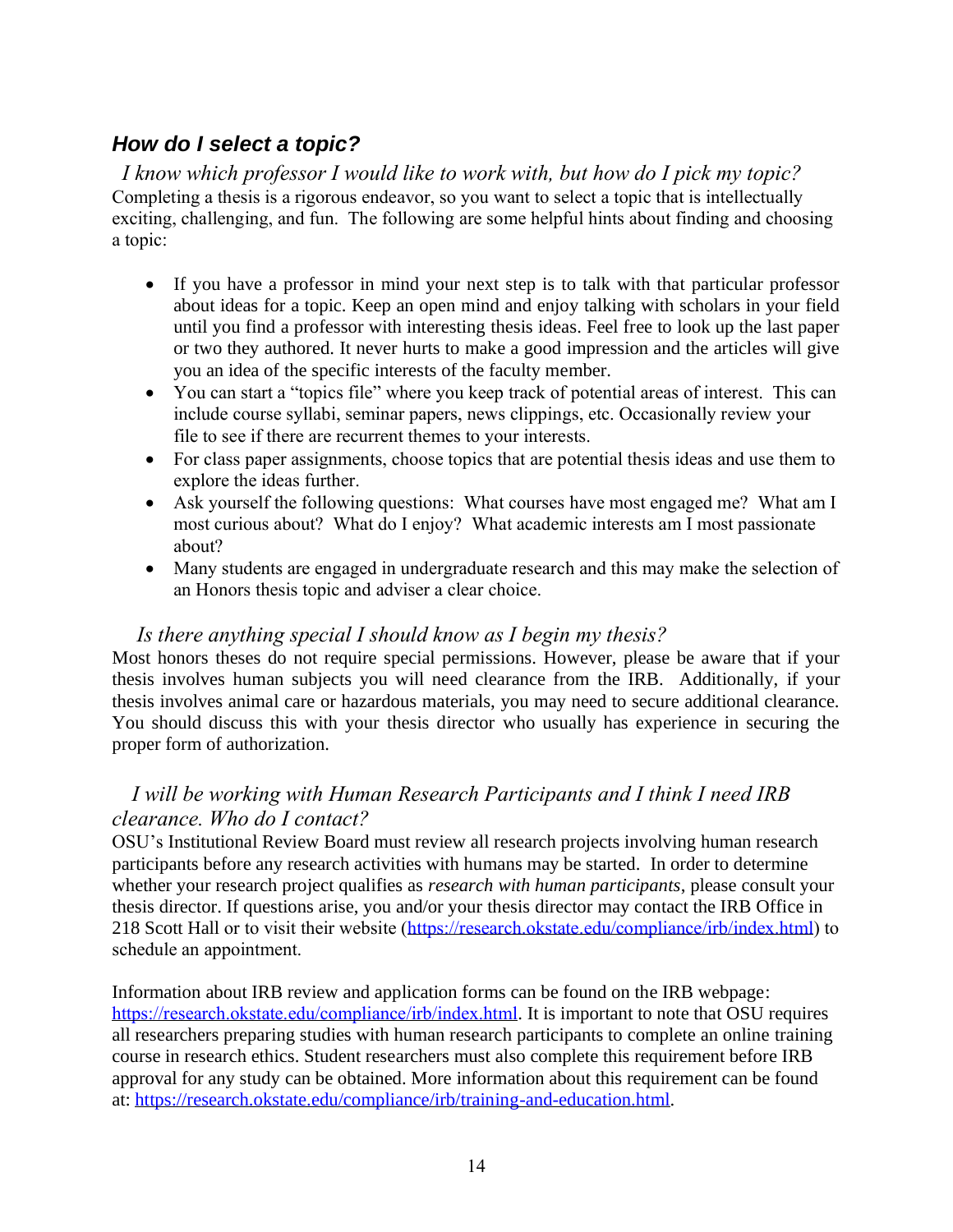## How do I select a topic?

*I know which professor I would like to work with, but how do I pick my topic?*

Completing a thesis is a rigorous endeavor, so you want to select a topic that is intellectually exciting, challenging, and fun. The following are some helpful hints about finding and choosing a topic:

- If you have a professor in mind your next step is to talk with that particular professor about ideas for a topic. Keep an open mind and enjoy talking with scholars in your field until you find a professor with interesting thesis ideas. Feel free to look up the last paper or two they authored. It never hurts to make a good impression and the articles will give you an idea of the specific interests of the faculty member.
- You can start a "topics file" where you keep track of potential areas of interest. This can include course syllabi, seminar papers, news clippings, etc. Occasionally review your file to see if there are recurrent themes to your interests.
- For class paper assignments, choose topics that are potential thesis ideas and use them to explore the ideas further.
- Ask yourself the following questions: What courses have most engaged me? What am I most curious about? What do I enjoy? What academic interests am I most passionate about?
- Many students are engaged in undergraduate research and this may make the selection of an Honors thesis topic and adviser a clear choice.

*Is there anything special I should know as I begin my thesis?*

Most honors theses do not require special permissions. However, please be aware that if your thesis involves human subjects you will need clearance from the IRB. Additionally, if your thesis involves animal care or hazardous materials, you may need to secure additional clearance. You should discuss this with your thesis director who usually has experience in securing the proper form of authorization.

*I will be working with Human Research Participants and I think I need IRB clearance. Who do I contact?*

OSU's Institutional Review Board must review all research projects involving human research participants before any research activities with humans may be started. In order to determine whether your research project qualifies as *research with human participants*, please consult your thesis director. If questions arise, you and/or your thesis director may contact the IRB Office in 218 Scott Hall or to visit their website (https://research.okstate.edu/compliance/irb/index.html) to schedule an appointment.

Information about IRB review and application forms can be found on the IRB webpage: https://research.okstate.edu/compliance/irb/index.html. It is important to note that OSU requires all researchers preparing studies with human research participants to complete an online training course in research ethics. Student researchers must also complete this requirement before IRB approval for any study can be obtained. More information about this requirement can be found at: https://research.okstate.edu/compliance/irb/training-and-education.html.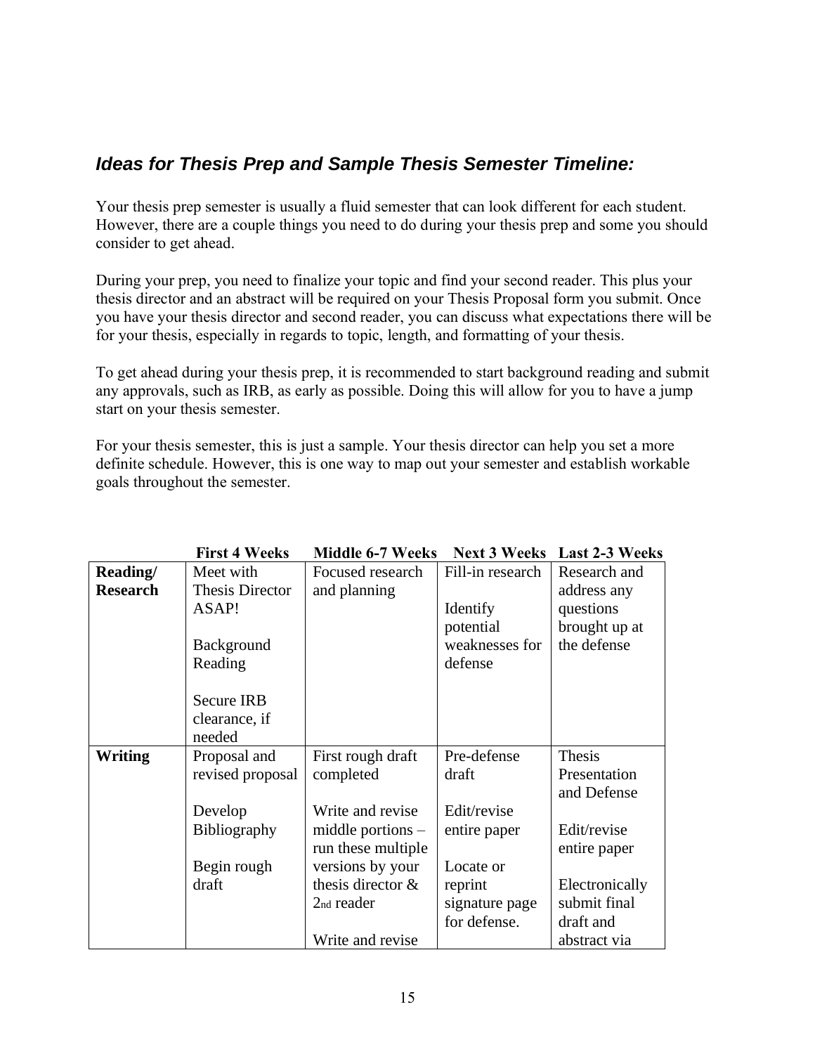### ***Ideas for Thesis Prep and Sample Thesis Semester Timeline:***

Your thesis prep semester is usually a fluid semester that can look different for each student. However, there are a couple things you need to do during your thesis prep and some you should consider to get ahead.

During your prep, you need to finalize your topic and find your second reader. This plus your thesis director and an abstract will be required on your Thesis Proposal form you submit. Once you have your thesis director and second reader, you can discuss what expectations there will be for your thesis, especially in regards to topic, length, and formatting of your thesis.

To get ahead during your thesis prep, it is recommended to start background reading and submit any approvals, such as IRB, as early as possible. Doing this will allow for you to have a jump start on your thesis semester.

For your thesis semester, this is just a sample. Your thesis director can help you set a more definite schedule. However, this is one way to map out your semester and establish workable goals throughout the semester.

| | **First 4 Weeks** | **Middle 6-7 Weeks** | **Next 3 Weeks** | **Last 2-3 Weeks** |
|---|---|---|---|---|
| **Reading/ Research** | Meet with Thesis Director ASAP!<br><br>Background Reading<br><br>Secure IRB clearance, if needed | Focused research and planning | Fill-in research<br><br>Identify potential weaknesses for defense | Research and address any questions brought up at the defense |
| **Writing** | Proposal and revised proposal<br><br>Develop Bibliography<br><br>Begin rough draft | First rough draft completed<br><br>Write and revise middle portions – run these multiple versions by your thesis director & 2nd reader<br><br>Write and revise | Pre-defense draft<br><br>Edit/revise entire paper<br><br>Locate or reprint signature page for defense. | Thesis Presentation and Defense<br><br>Edit/revise entire paper<br><br>Electronically submit final draft and abstract via |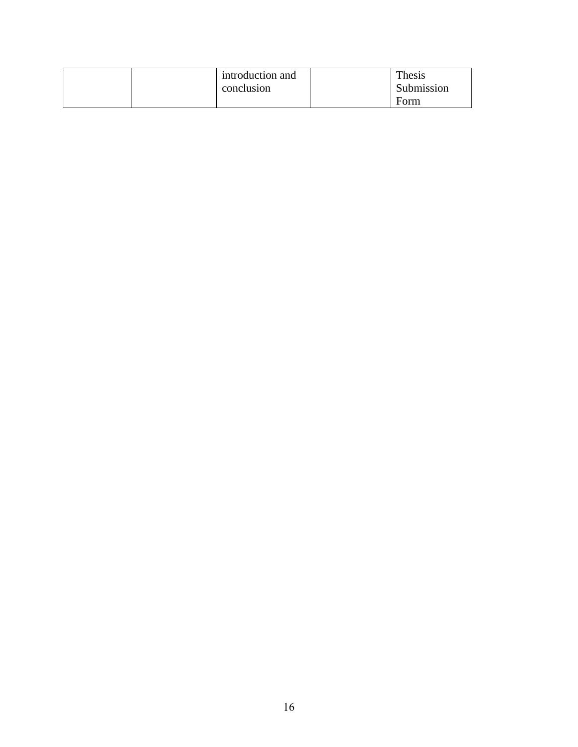| | | introduction and conclusion | | Thesis Submission Form |
|---|---|---|---|---|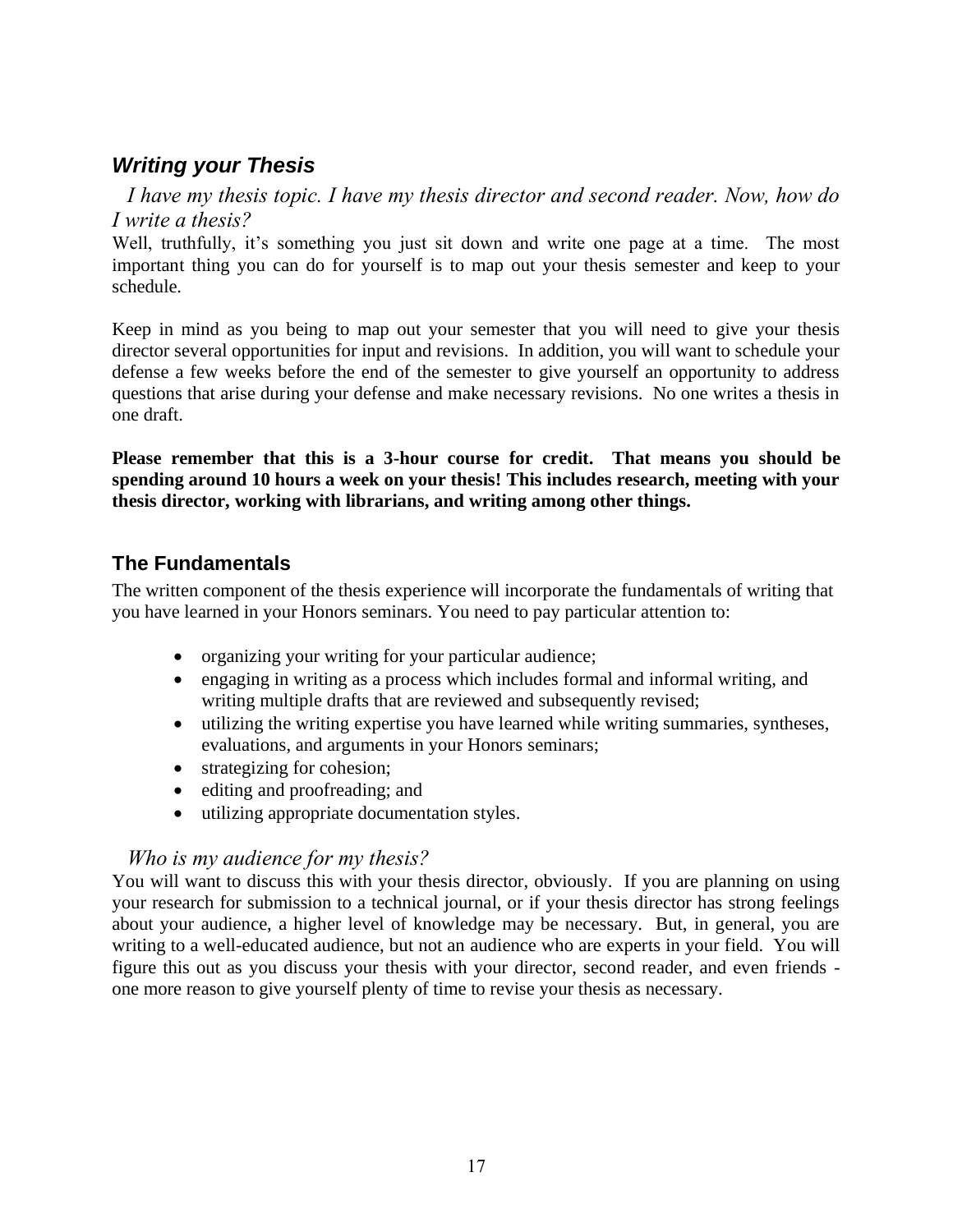## *Writing your Thesis*

*I have my thesis topic. I have my thesis director and second reader. Now, how do I write a thesis?*

Well, truthfully, it's something you just sit down and write one page at a time. The most important thing you can do for yourself is to map out your thesis semester and keep to your schedule.

Keep in mind as you being to map out your semester that you will need to give your thesis director several opportunities for input and revisions. In addition, you will want to schedule your defense a few weeks before the end of the semester to give yourself an opportunity to address questions that arise during your defense and make necessary revisions. No one writes a thesis in one draft.

**Please remember that this is a 3-hour course for credit. That means you should be spending around 10 hours a week on your thesis! This includes research, meeting with your thesis director, working with librarians, and writing among other things.**

### The Fundamentals

The written component of the thesis experience will incorporate the fundamentals of writing that you have learned in your Honors seminars. You need to pay particular attention to:

- organizing your writing for your particular audience;
- engaging in writing as a process which includes formal and informal writing, and writing multiple drafts that are reviewed and subsequently revised;
- utilizing the writing expertise you have learned while writing summaries, syntheses, evaluations, and arguments in your Honors seminars;
- strategizing for cohesion;
- editing and proofreading; and
- utilizing appropriate documentation styles.

*Who is my audience for my thesis?*

You will want to discuss this with your thesis director, obviously. If you are planning on using your research for submission to a technical journal, or if your thesis director has strong feelings about your audience, a higher level of knowledge may be necessary. But, in general, you are writing to a well-educated audience, but not an audience who are experts in your field. You will figure this out as you discuss your thesis with your director, second reader, and even friends - one more reason to give yourself plenty of time to revise your thesis as necessary.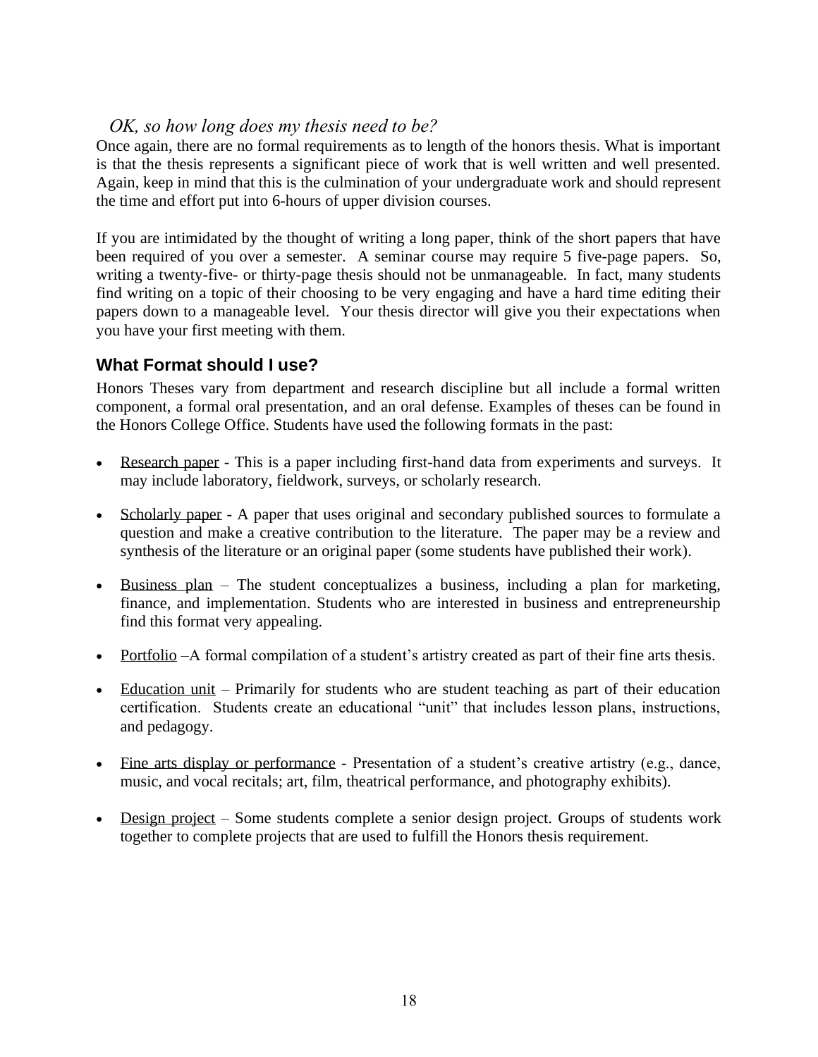### *OK, so how long does my thesis need to be?*

Once again, there are no formal requirements as to length of the honors thesis. What is important is that the thesis represents a significant piece of work that is well written and well presented. Again, keep in mind that this is the culmination of your undergraduate work and should represent the time and effort put into 6-hours of upper division courses.

If you are intimidated by the thought of writing a long paper, think of the short papers that have been required of you over a semester. A seminar course may require 5 five-page papers. So, writing a twenty-five- or thirty-page thesis should not be unmanageable. In fact, many students find writing on a topic of their choosing to be very engaging and have a hard time editing their papers down to a manageable level. Your thesis director will give you their expectations when you have your first meeting with them.

## What Format should I use?

Honors Theses vary from department and research discipline but all include a formal written component, a formal oral presentation, and an oral defense. Examples of theses can be found in the Honors College Office. Students have used the following formats in the past:

- Research paper - This is a paper including first-hand data from experiments and surveys. It may include laboratory, fieldwork, surveys, or scholarly research.
- Scholarly paper - A paper that uses original and secondary published sources to formulate a question and make a creative contribution to the literature. The paper may be a review and synthesis of the literature or an original paper (some students have published their work).
- Business plan – The student conceptualizes a business, including a plan for marketing, finance, and implementation. Students who are interested in business and entrepreneurship find this format very appealing.
- Portfolio –A formal compilation of a student's artistry created as part of their fine arts thesis.
- Education unit – Primarily for students who are student teaching as part of their education certification. Students create an educational "unit" that includes lesson plans, instructions, and pedagogy.
- Fine arts display or performance - Presentation of a student's creative artistry (e.g., dance, music, and vocal recitals; art, film, theatrical performance, and photography exhibits).
- Design project – Some students complete a senior design project. Groups of students work together to complete projects that are used to fulfill the Honors thesis requirement.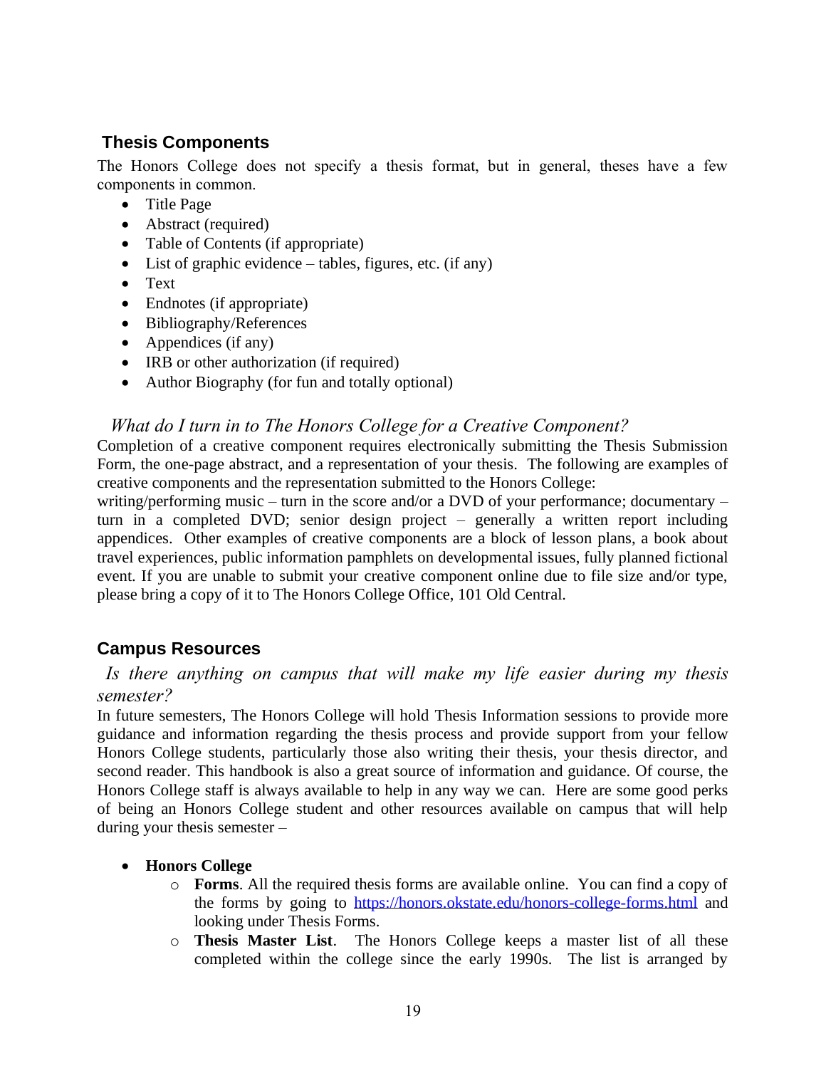## Thesis Components

The Honors College does not specify a thesis format, but in general, theses have a few components in common.

- Title Page
- Abstract (required)
- Table of Contents (if appropriate)
- List of graphic evidence – tables, figures, etc. (if any)
- Text
- Endnotes (if appropriate)
- Bibliography/References
- Appendices (if any)
- IRB or other authorization (if required)
- Author Biography (for fun and totally optional)

### *What do I turn in to The Honors College for a Creative Component?*

Completion of a creative component requires electronically submitting the Thesis Submission Form, the one-page abstract, and a representation of your thesis. The following are examples of creative components and the representation submitted to the Honors College:
writing/performing music – turn in the score and/or a DVD of your performance; documentary – turn in a completed DVD; senior design project – generally a written report including appendices. Other examples of creative components are a block of lesson plans, a book about travel experiences, public information pamphlets on developmental issues, fully planned fictional event. If you are unable to submit your creative component online due to file size and/or type, please bring a copy of it to The Honors College Office, 101 Old Central.

## Campus Resources

### *Is there anything on campus that will make my life easier during my thesis semester?*

In future semesters, The Honors College will hold Thesis Information sessions to provide more guidance and information regarding the thesis process and provide support from your fellow Honors College students, particularly those also writing their thesis, your thesis director, and second reader. This handbook is also a great source of information and guidance. Of course, the Honors College staff is always available to help in any way we can. Here are some good perks of being an Honors College student and other resources available on campus that will help during your thesis semester –

- **Honors College**
  - **Forms**. All the required thesis forms are available online. You can find a copy of the forms by going to [https://honors.okstate.edu/honors-college-forms.html](https://honors.okstate.edu/honors-college-forms.html) and looking under Thesis Forms.
  - **Thesis Master List**. The Honors College keeps a master list of all theses completed within the college since the early 1990s. The list is arranged by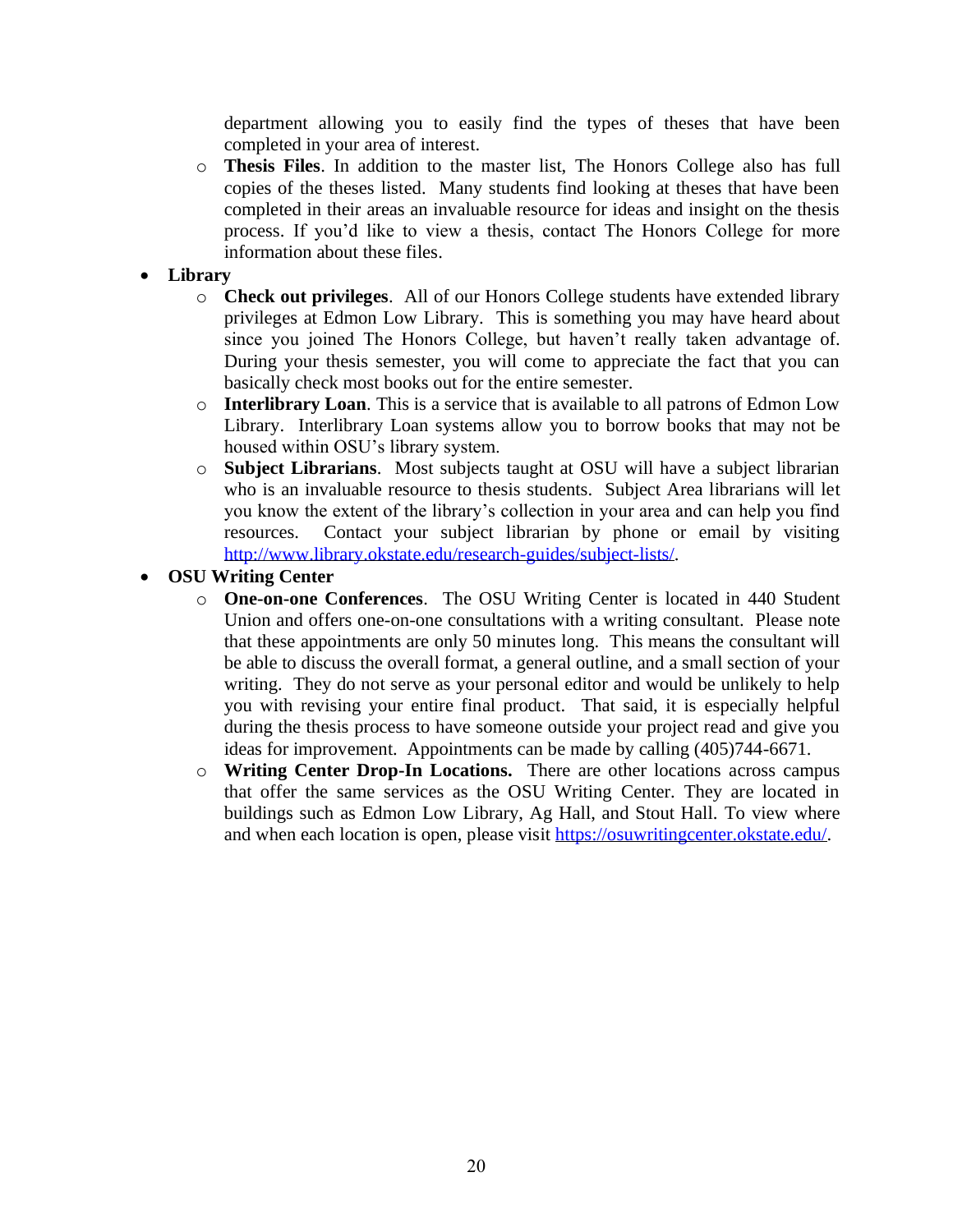department allowing you to easily find the types of theses that have been completed in your area of interest.

  - **Thesis Files**. In addition to the master list, The Honors College also has full copies of the theses listed. Many students find looking at theses that have been completed in their areas an invaluable resource for ideas and insight on the thesis process. If you'd like to view a thesis, contact The Honors College for more information about these files.

- **Library**
  - **Check out privileges**. All of our Honors College students have extended library privileges at Edmon Low Library. This is something you may have heard about since you joined The Honors College, but haven't really taken advantage of. During your thesis semester, you will come to appreciate the fact that you can basically check most books out for the entire semester.
  - **Interlibrary Loan**. This is a service that is available to all patrons of Edmon Low Library. Interlibrary Loan systems allow you to borrow books that may not be housed within OSU's library system.
  - **Subject Librarians**. Most subjects taught at OSU will have a subject librarian who is an invaluable resource to thesis students. Subject Area librarians will let you know the extent of the library's collection in your area and can help you find resources. Contact your subject librarian by phone or email by visiting [http://www.library.okstate.edu/research-guides/subject-lists/](http://www.library.okstate.edu/research-guides/subject-lists/).

- **OSU Writing Center**
  - **One-on-one Conferences**. The OSU Writing Center is located in 440 Student Union and offers one-on-one consultations with a writing consultant. Please note that these appointments are only 50 minutes long. This means the consultant will be able to discuss the overall format, a general outline, and a small section of your writing. They do not serve as your personal editor and would be unlikely to help you with revising your entire final product. That said, it is especially helpful during the thesis process to have someone outside your project read and give you ideas for improvement. Appointments can be made by calling (405)744-6671.
  - **Writing Center Drop-In Locations.** There are other locations across campus that offer the same services as the OSU Writing Center. They are located in buildings such as Edmon Low Library, Ag Hall, and Stout Hall. To view where and when each location is open, please visit [https://osuwritingcenter.okstate.edu/](https://osuwritingcenter.okstate.edu/).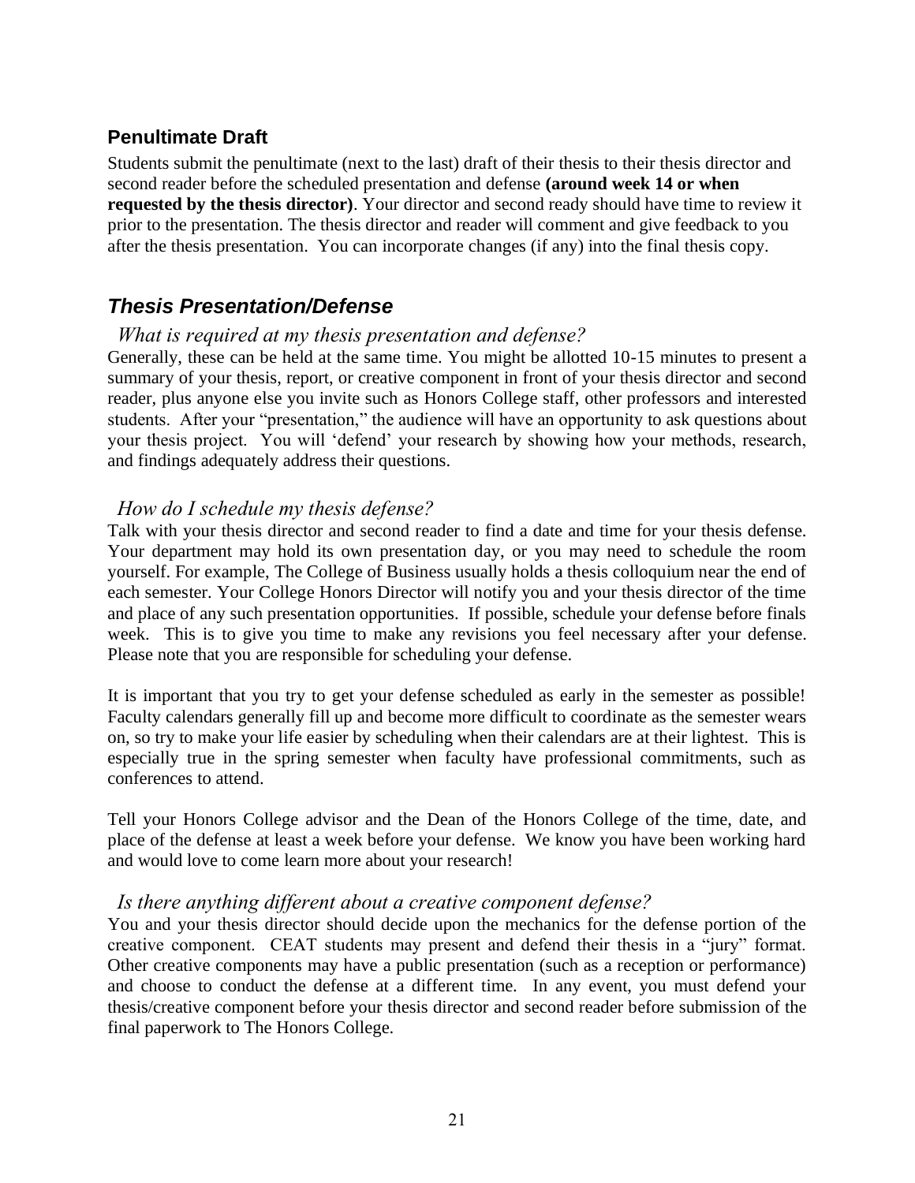## Penultimate Draft

Students submit the penultimate (next to the last) draft of their thesis to their thesis director and second reader before the scheduled presentation and defense **(around week 14 or when requested by the thesis director)**. Your director and second ready should have time to review it prior to the presentation. The thesis director and reader will comment and give feedback to you after the thesis presentation. You can incorporate changes (if any) into the final thesis copy.

## *Thesis Presentation/Defense*

### *What is required at my thesis presentation and defense?*

Generally, these can be held at the same time. You might be allotted 10-15 minutes to present a summary of your thesis, report, or creative component in front of your thesis director and second reader, plus anyone else you invite such as Honors College staff, other professors and interested students. After your "presentation," the audience will have an opportunity to ask questions about your thesis project. You will 'defend' your research by showing how your methods, research, and findings adequately address their questions.

### *How do I schedule my thesis defense?*

Talk with your thesis director and second reader to find a date and time for your thesis defense. Your department may hold its own presentation day, or you may need to schedule the room yourself. For example, The College of Business usually holds a thesis colloquium near the end of each semester. Your College Honors Director will notify you and your thesis director of the time and place of any such presentation opportunities. If possible, schedule your defense before finals week. This is to give you time to make any revisions you feel necessary after your defense. Please note that you are responsible for scheduling your defense.

It is important that you try to get your defense scheduled as early in the semester as possible! Faculty calendars generally fill up and become more difficult to coordinate as the semester wears on, so try to make your life easier by scheduling when their calendars are at their lightest. This is especially true in the spring semester when faculty have professional commitments, such as conferences to attend.

Tell your Honors College advisor and the Dean of the Honors College of the time, date, and place of the defense at least a week before your defense. We know you have been working hard and would love to come learn more about your research!

### *Is there anything different about a creative component defense?*

You and your thesis director should decide upon the mechanics for the defense portion of the creative component. CEAT students may present and defend their thesis in a "jury" format. Other creative components may have a public presentation (such as a reception or performance) and choose to conduct the defense at a different time. In any event, you must defend your thesis/creative component before your thesis director and second reader before submission of the final paperwork to The Honors College.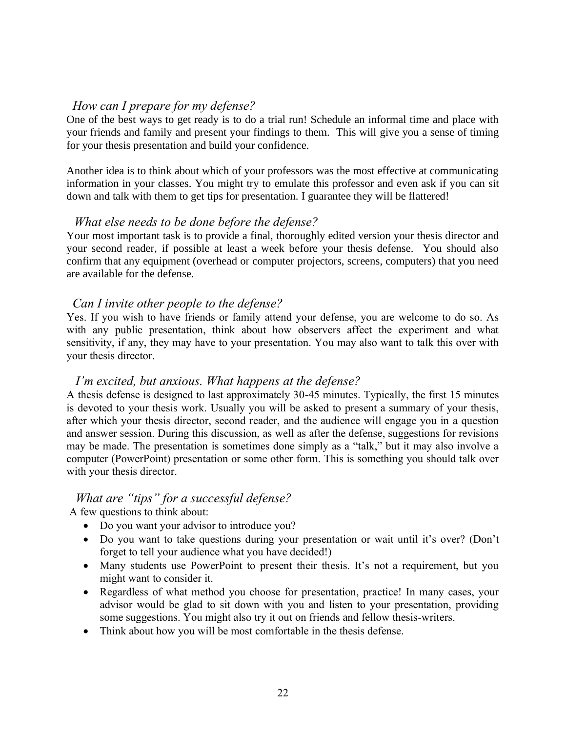### *How can I prepare for my defense?*

One of the best ways to get ready is to do a trial run! Schedule an informal time and place with your friends and family and present your findings to them. This will give you a sense of timing for your thesis presentation and build your confidence.

Another idea is to think about which of your professors was the most effective at communicating information in your classes. You might try to emulate this professor and even ask if you can sit down and talk with them to get tips for presentation. I guarantee they will be flattered!

### *What else needs to be done before the defense?*

Your most important task is to provide a final, thoroughly edited version your thesis director and your second reader, if possible at least a week before your thesis defense. You should also confirm that any equipment (overhead or computer projectors, screens, computers) that you need are available for the defense.

### *Can I invite other people to the defense?*

Yes. If you wish to have friends or family attend your defense, you are welcome to do so. As with any public presentation, think about how observers affect the experiment and what sensitivity, if any, they may have to your presentation. You may also want to talk this over with your thesis director.

### *I'm excited, but anxious. What happens at the defense?*

A thesis defense is designed to last approximately 30-45 minutes. Typically, the first 15 minutes is devoted to your thesis work. Usually you will be asked to present a summary of your thesis, after which your thesis director, second reader, and the audience will engage you in a question and answer session. During this discussion, as well as after the defense, suggestions for revisions may be made. The presentation is sometimes done simply as a "talk," but it may also involve a computer (PowerPoint) presentation or some other form. This is something you should talk over with your thesis director.

### *What are "tips" for a successful defense?*

A few questions to think about:

- Do you want your advisor to introduce you?
- Do you want to take questions during your presentation or wait until it's over? (Don't forget to tell your audience what you have decided!)
- Many students use PowerPoint to present their thesis. It's not a requirement, but you might want to consider it.
- Regardless of what method you choose for presentation, practice! In many cases, your advisor would be glad to sit down with you and listen to your presentation, providing some suggestions. You might also try it out on friends and fellow thesis-writers.
- Think about how you will be most comfortable in the thesis defense.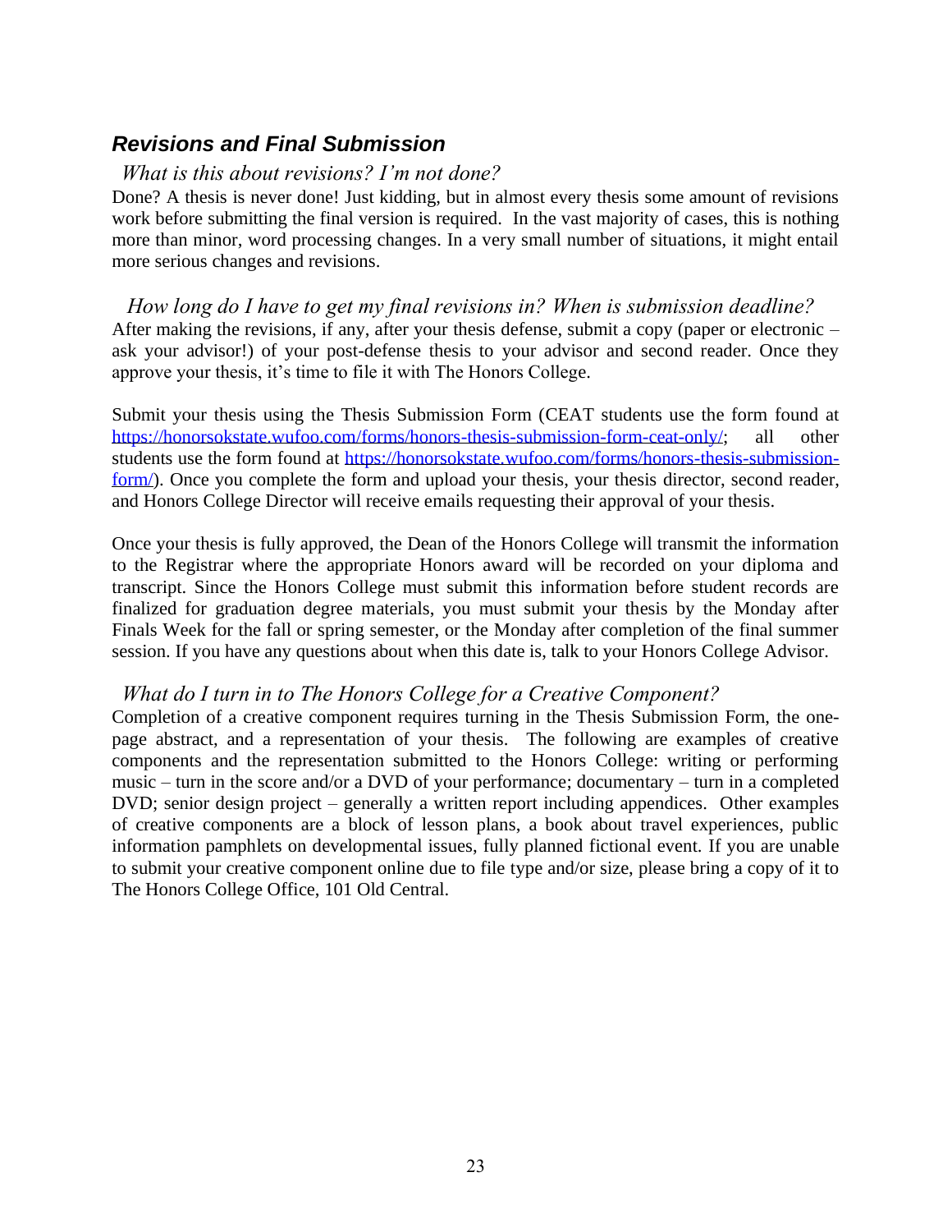## ***Revisions and Final Submission***

### *What is this about revisions? I'm not done?*

Done? A thesis is never done! Just kidding, but in almost every thesis some amount of revisions work before submitting the final version is required. In the vast majority of cases, this is nothing more than minor, word processing changes. In a very small number of situations, it might entail more serious changes and revisions.

### *How long do I have to get my final revisions in? When is submission deadline?*

After making the revisions, if any, after your thesis defense, submit a copy (paper or electronic – ask your advisor!) of your post-defense thesis to your advisor and second reader. Once they approve your thesis, it's time to file it with The Honors College.

Submit your thesis using the Thesis Submission Form (CEAT students use the form found at [https://honorsokstate.wufoo.com/forms/honors-thesis-submission-form-ceat-only/](https://honorsokstate.wufoo.com/forms/honors-thesis-submission-form-ceat-only/); all other students use the form found at [https://honorsokstate.wufoo.com/forms/honors-thesis-submission-form/](https://honorsokstate.wufoo.com/forms/honors-thesis-submission-form/)). Once you complete the form and upload your thesis, your thesis director, second reader, and Honors College Director will receive emails requesting their approval of your thesis.

Once your thesis is fully approved, the Dean of the Honors College will transmit the information to the Registrar where the appropriate Honors award will be recorded on your diploma and transcript. Since the Honors College must submit this information before student records are finalized for graduation degree materials, you must submit your thesis by the Monday after Finals Week for the fall or spring semester, or the Monday after completion of the final summer session. If you have any questions about when this date is, talk to your Honors College Advisor.

### *What do I turn in to The Honors College for a Creative Component?*

Completion of a creative component requires turning in the Thesis Submission Form, the one-page abstract, and a representation of your thesis. The following are examples of creative components and the representation submitted to the Honors College: writing or performing music – turn in the score and/or a DVD of your performance; documentary – turn in a completed DVD; senior design project – generally a written report including appendices. Other examples of creative components are a block of lesson plans, a book about travel experiences, public information pamphlets on developmental issues, fully planned fictional event. If you are unable to submit your creative component online due to file type and/or size, please bring a copy of it to The Honors College Office, 101 Old Central.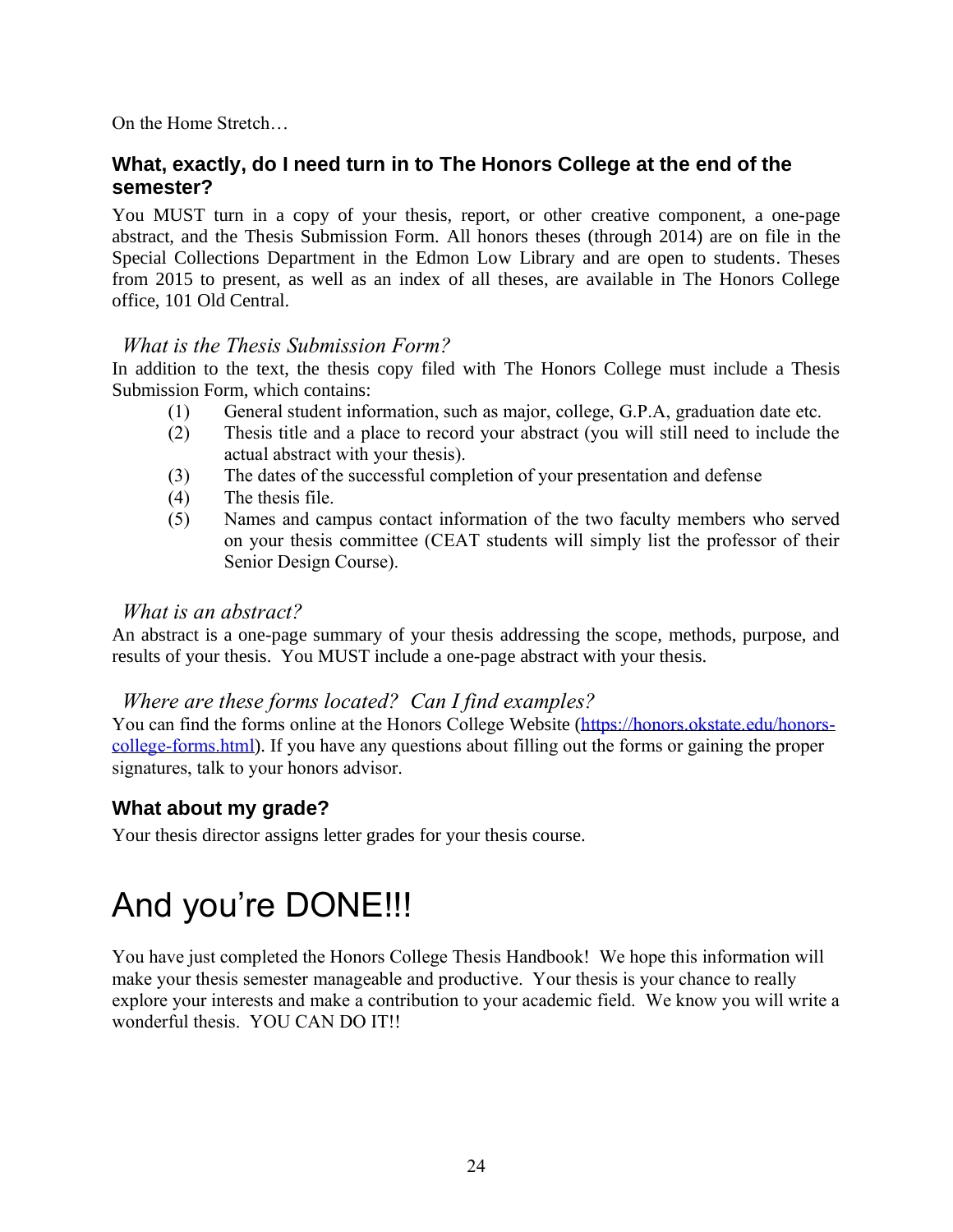On the Home Stretch…

## What, exactly, do I need turn in to The Honors College at the end of the semester?

You MUST turn in a copy of your thesis, report, or other creative component, a one-page abstract, and the Thesis Submission Form. All honors theses (through 2014) are on file in the Special Collections Department in the Edmon Low Library and are open to students. Theses from 2015 to present, as well as an index of all theses, are available in The Honors College office, 101 Old Central.

### *What is the Thesis Submission Form?*

In addition to the text, the thesis copy filed with The Honors College must include a Thesis Submission Form, which contains:

(1) General student information, such as major, college, G.P.A, graduation date etc.
(2) Thesis title and a place to record your abstract (you will still need to include the actual abstract with your thesis).
(3) The dates of the successful completion of your presentation and defense
(4) The thesis file.
(5) Names and campus contact information of the two faculty members who served on your thesis committee (CEAT students will simply list the professor of their Senior Design Course).

### *What is an abstract?*

An abstract is a one-page summary of your thesis addressing the scope, methods, purpose, and results of your thesis. You MUST include a one-page abstract with your thesis.

### *Where are these forms located? Can I find examples?*

You can find the forms online at the Honors College Website (https://honors.okstate.edu/honors-college-forms.html). If you have any questions about filling out the forms or gaining the proper signatures, talk to your honors advisor.

## What about my grade?

Your thesis director assigns letter grades for your thesis course.

# And you're DONE!!!

You have just completed the Honors College Thesis Handbook! We hope this information will make your thesis semester manageable and productive. Your thesis is your chance to really explore your interests and make a contribution to your academic field. We know you will write a wonderful thesis. YOU CAN DO IT!!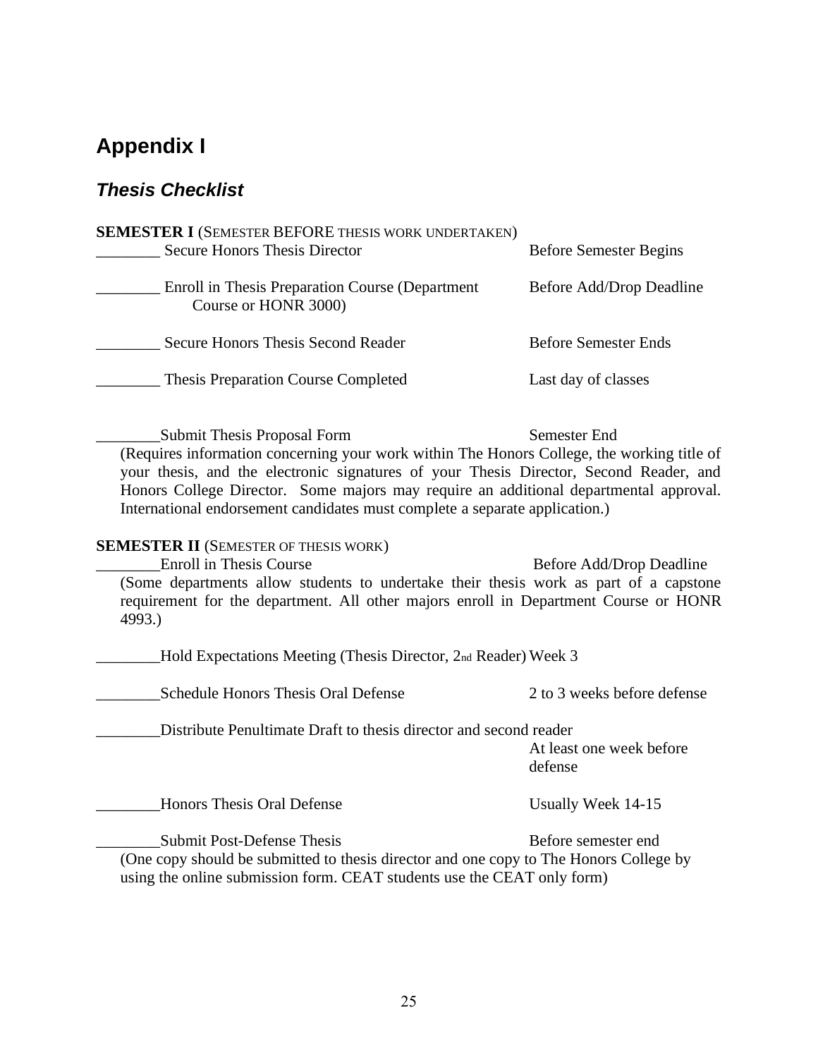# Appendix I

## *Thesis Checklist*

**SEMESTER I** (SEMESTER BEFORE THESIS WORK UNDERTAKEN)

________ Secure Honors Thesis Director — Before Semester Begins

________ Enroll in Thesis Preparation Course (Department Course or HONR 3000) — Before Add/Drop Deadline

________ Secure Honors Thesis Second Reader — Before Semester Ends

________ Thesis Preparation Course Completed — Last day of classes

________Submit Thesis Proposal Form — Semester End
(Requires information concerning your work within The Honors College, the working title of your thesis, and the electronic signatures of your Thesis Director, Second Reader, and Honors College Director. Some majors may require an additional departmental approval. International endorsement candidates must complete a separate application.)

**SEMESTER II** (SEMESTER OF THESIS WORK)

________Enroll in Thesis Course — Before Add/Drop Deadline
(Some departments allow students to undertake their thesis work as part of a capstone requirement for the department. All other majors enroll in Department Course or HONR 4993.)

________Hold Expectations Meeting (Thesis Director, 2nd Reader) — Week 3

________Schedule Honors Thesis Oral Defense — 2 to 3 weeks before defense

________Distribute Penultimate Draft to thesis director and second reader — At least one week before defense

________Honors Thesis Oral Defense — Usually Week 14-15

________Submit Post-Defense Thesis — Before semester end
(One copy should be submitted to thesis director and one copy to The Honors College by using the online submission form. CEAT students use the CEAT only form)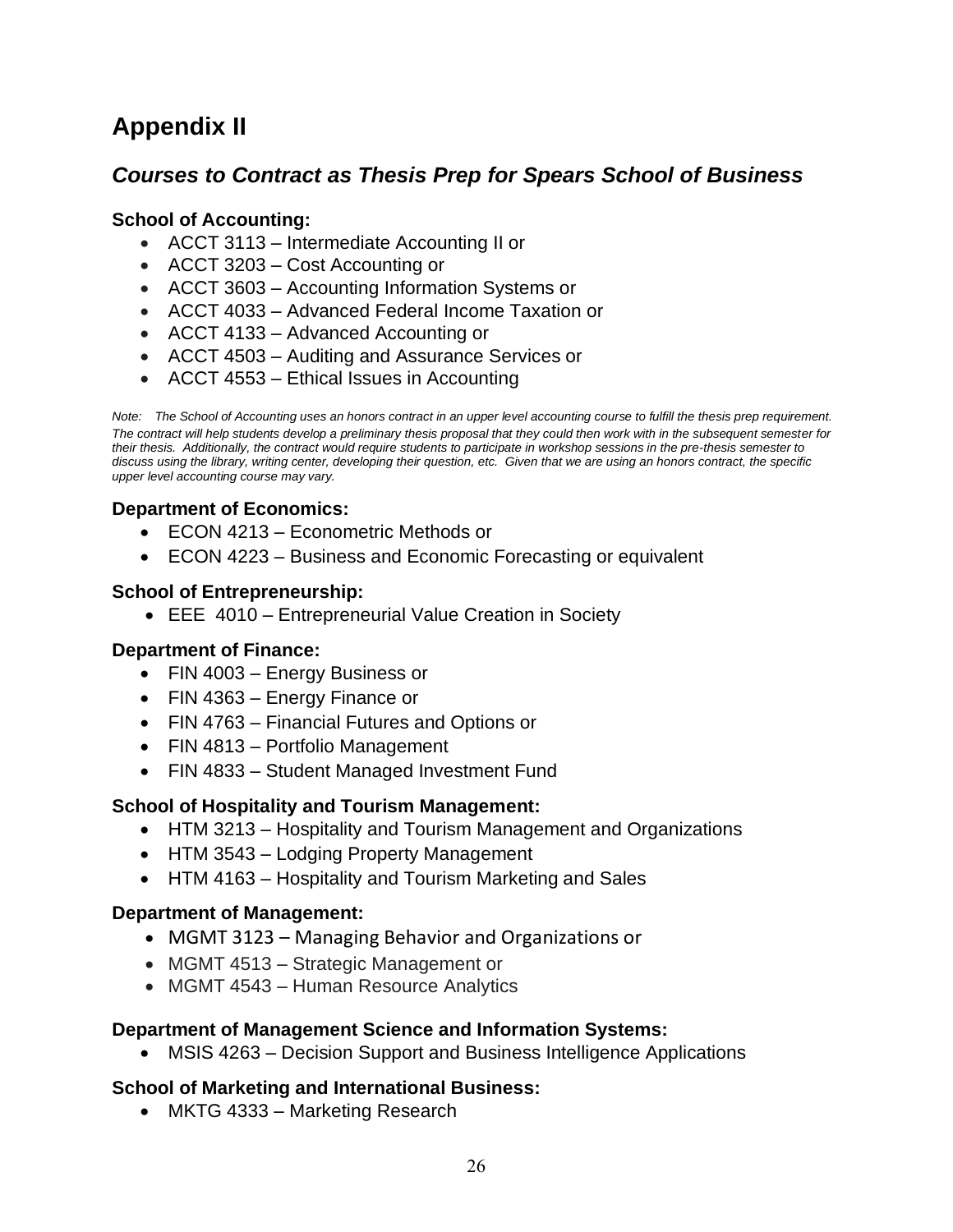# Appendix II

## *Courses to Contract as Thesis Prep for Spears School of Business*

### School of Accounting:

- ACCT 3113 – Intermediate Accounting II or
- ACCT 3203 – Cost Accounting or
- ACCT 3603 – Accounting Information Systems or
- ACCT 4033 – Advanced Federal Income Taxation or
- ACCT 4133 – Advanced Accounting or
- ACCT 4503 – Auditing and Assurance Services or
- ACCT 4553 – Ethical Issues in Accounting

*Note: The School of Accounting uses an honors contract in an upper level accounting course to fulfill the thesis prep requirement. The contract will help students develop a preliminary thesis proposal that they could then work with in the subsequent semester for their thesis. Additionally, the contract would require students to participate in workshop sessions in the pre-thesis semester to discuss using the library, writing center, developing their question, etc. Given that we are using an honors contract, the specific upper level accounting course may vary.*

### Department of Economics:

- ECON 4213 – Econometric Methods or
- ECON 4223 – Business and Economic Forecasting or equivalent

### School of Entrepreneurship:

- EEE 4010 – Entrepreneurial Value Creation in Society

### Department of Finance:

- FIN 4003 – Energy Business or
- FIN 4363 – Energy Finance or
- FIN 4763 – Financial Futures and Options or
- FIN 4813 – Portfolio Management
- FIN 4833 – Student Managed Investment Fund

### School of Hospitality and Tourism Management:

- HTM 3213 – Hospitality and Tourism Management and Organizations
- HTM 3543 – Lodging Property Management
- HTM 4163 – Hospitality and Tourism Marketing and Sales

### Department of Management:

- MGMT 3123 – Managing Behavior and Organizations or
- MGMT 4513 – Strategic Management or
- MGMT 4543 – Human Resource Analytics

### Department of Management Science and Information Systems:

- MSIS 4263 – Decision Support and Business Intelligence Applications

### School of Marketing and International Business:

- MKTG 4333 – Marketing Research